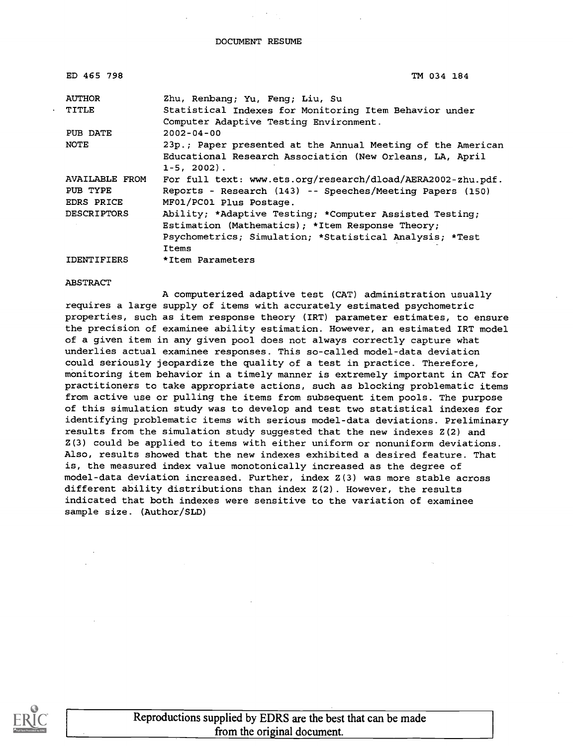DOCUMENT RESUME

| | |
|---|---|
| ED 465 798 | TM 034 184 |
| AUTHOR | Zhu, Renbang; Yu, Feng; Liu, Su |
| TITLE | Statistical Indexes for Monitoring Item Behavior under Computer Adaptive Testing Environment. |
| PUB DATE | 2002-04-00 |
| NOTE | 23p.; Paper presented at the Annual Meeting of the American Educational Research Association (New Orleans, LA, April 1-5, 2002). |
| AVAILABLE FROM | For full text: www.ets.org/research/dload/AERA2002-zhu.pdf. |
| PUB TYPE | Reports - Research (143) -- Speeches/Meeting Papers (150) |
| EDRS PRICE | MF01/PC01 Plus Postage. |
| DESCRIPTORS | Ability; *Adaptive Testing; *Computer Assisted Testing; Estimation (Mathematics); *Item Response Theory; Psychometrics; Simulation; *Statistical Analysis; *Test Items |
| IDENTIFIERS | *Item Parameters |

ABSTRACT

A computerized adaptive test (CAT) administration usually requires a large supply of items with accurately estimated psychometric properties, such as item response theory (IRT) parameter estimates, to ensure the precision of examinee ability estimation. However, an estimated IRT model of a given item in any given pool does not always correctly capture what underlies actual examinee responses. This so-called model-data deviation could seriously jeopardize the quality of a test in practice. Therefore, monitoring item behavior in a timely manner is extremely important in CAT for practitioners to take appropriate actions, such as blocking problematic items from active use or pulling the items from subsequent item pools. The purpose of this simulation study was to develop and test two statistical indexes for identifying problematic items with serious model-data deviations. Preliminary results from the simulation study suggested that the new indexes Z(2) and Z(3) could be applied to items with either uniform or nonuniform deviations. Also, results showed that the new indexes exhibited a desired feature. That is, the measured index value monotonically increased as the degree of model-data deviation increased. Further, index Z(3) was more stable across different ability distributions than index Z(2). However, the results indicated that both indexes were sensitive to the variation of examinee sample size. (Author/SLD)

Reproductions supplied by EDRS are the best that can be made from the original document.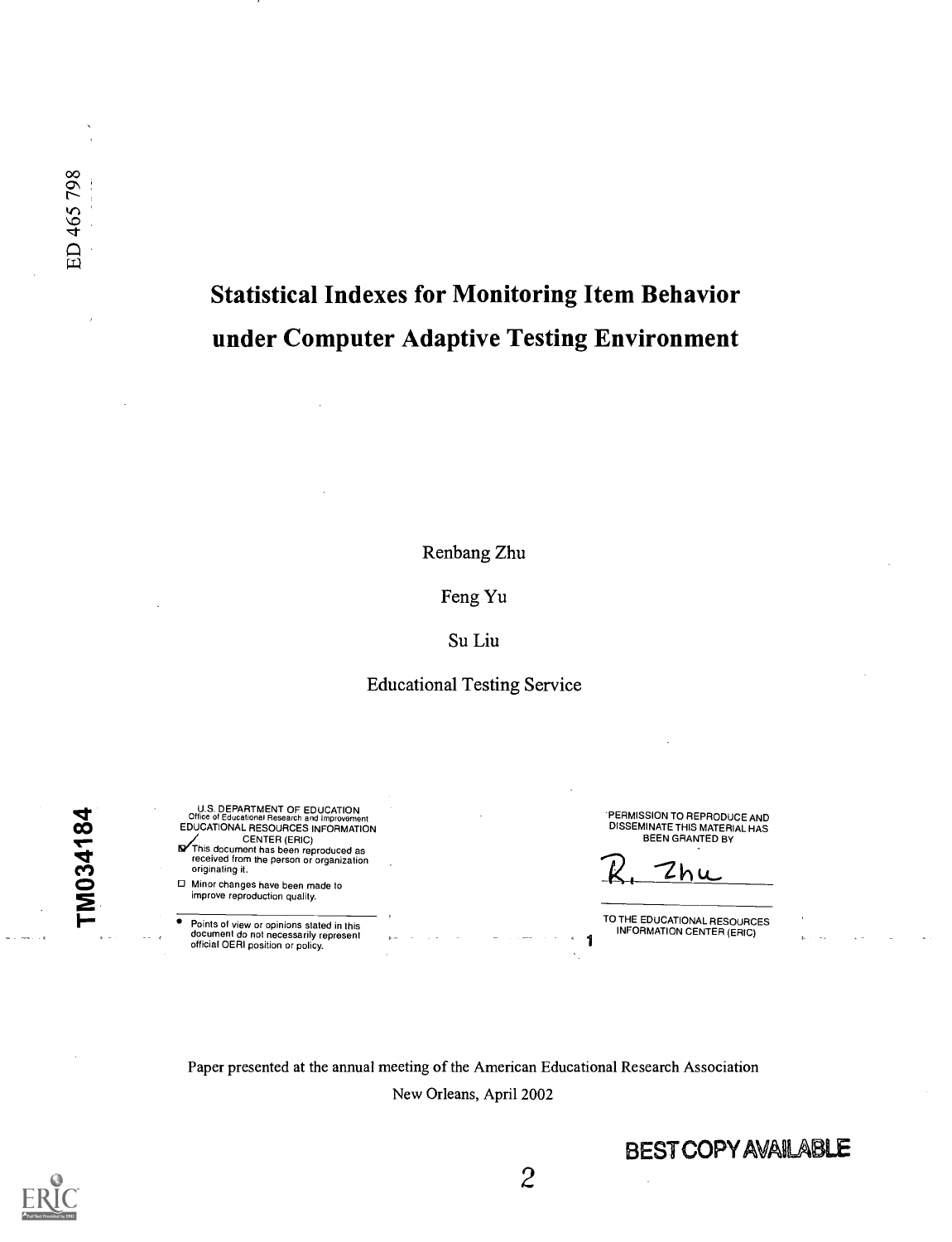ED 465 798

# Statistical Indexes for Monitoring Item Behavior under Computer Adaptive Testing Environment

Renbang Zhu

Feng Yu

Su Liu

Educational Testing Service

TM034184

U.S. DEPARTMENT OF EDUCATION
Office of Educational Research and Improvement
EDUCATIONAL RESOURCES INFORMATION CENTER (ERIC)

- [x] This document has been reproduced as received from the person or organization originating it.
- [ ] Minor changes have been made to improve reproduction quality.

- Points of view or opinions stated in this document do not necessarily represent official OERI position or policy.

PERMISSION TO REPRODUCE AND DISSEMINATE THIS MATERIAL HAS BEEN GRANTED BY

R. Zhu

TO THE EDUCATIONAL RESOURCES INFORMATION CENTER (ERIC)

Paper presented at the annual meeting of the American Educational Research Association

New Orleans, April 2002

BEST COPY AVAILABLE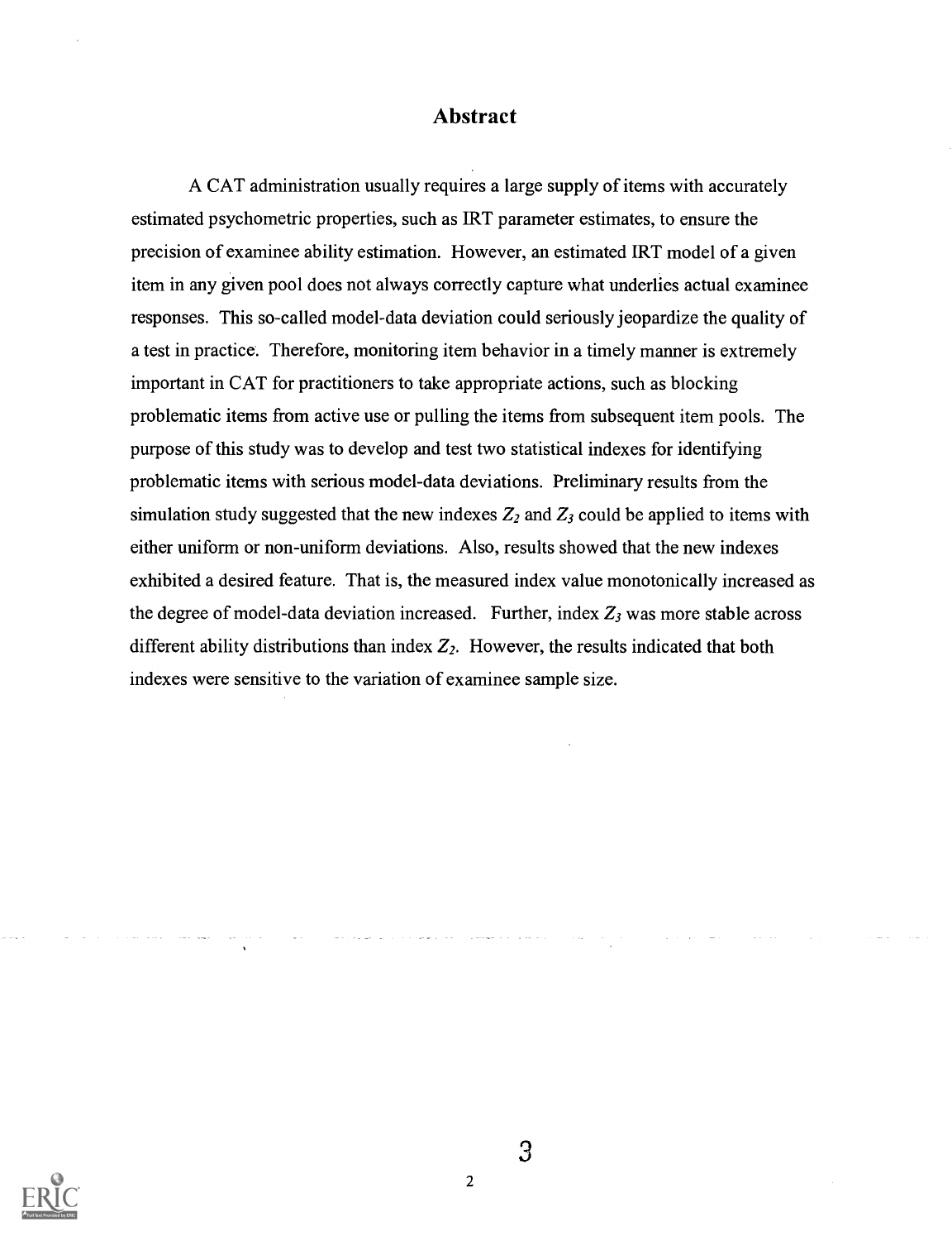## Abstract

A CAT administration usually requires a large supply of items with accurately estimated psychometric properties, such as IRT parameter estimates, to ensure the precision of examinee ability estimation. However, an estimated IRT model of a given item in any given pool does not always correctly capture what underlies actual examinee responses. This so-called model-data deviation could seriously jeopardize the quality of a test in practice. Therefore, monitoring item behavior in a timely manner is extremely important in CAT for practitioners to take appropriate actions, such as blocking problematic items from active use or pulling the items from subsequent item pools. The purpose of this study was to develop and test two statistical indexes for identifying problematic items with serious model-data deviations. Preliminary results from the simulation study suggested that the new indexes $Z_2$ and $Z_3$ could be applied to items with either uniform or non-uniform deviations. Also, results showed that the new indexes exhibited a desired feature. That is, the measured index value monotonically increased as the degree of model-data deviation increased. Further, index $Z_3$ was more stable across different ability distributions than index $Z_2$. However, the results indicated that both indexes were sensitive to the variation of examinee sample size.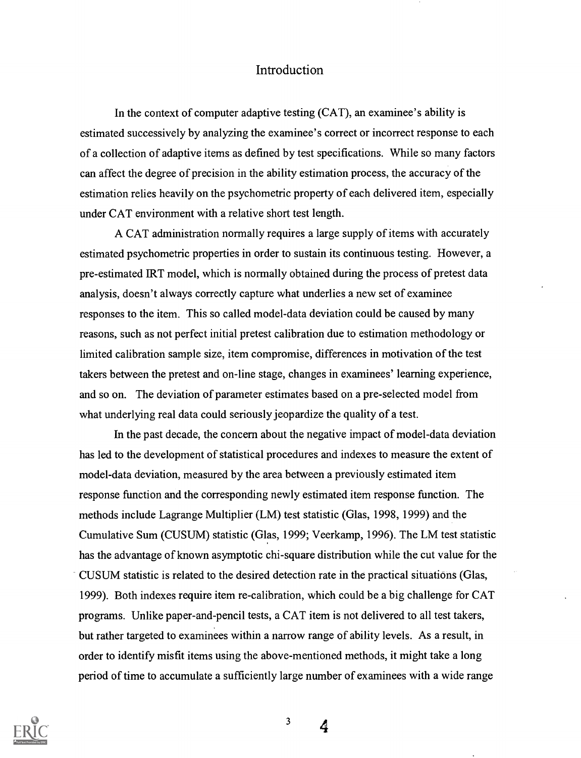# Introduction

In the context of computer adaptive testing (CAT), an examinee's ability is estimated successively by analyzing the examinee's correct or incorrect response to each of a collection of adaptive items as defined by test specifications. While so many factors can affect the degree of precision in the ability estimation process, the accuracy of the estimation relies heavily on the psychometric property of each delivered item, especially under CAT environment with a relative short test length.

A CAT administration normally requires a large supply of items with accurately estimated psychometric properties in order to sustain its continuous testing. However, a pre-estimated IRT model, which is normally obtained during the process of pretest data analysis, doesn't always correctly capture what underlies a new set of examinee responses to the item. This so called model-data deviation could be caused by many reasons, such as not perfect initial pretest calibration due to estimation methodology or limited calibration sample size, item compromise, differences in motivation of the test takers between the pretest and on-line stage, changes in examinees' learning experience, and so on. The deviation of parameter estimates based on a pre-selected model from what underlying real data could seriously jeopardize the quality of a test.

In the past decade, the concern about the negative impact of model-data deviation has led to the development of statistical procedures and indexes to measure the extent of model-data deviation, measured by the area between a previously estimated item response function and the corresponding newly estimated item response function. The methods include Lagrange Multiplier (LM) test statistic (Glas, 1998, 1999) and the Cumulative Sum (CUSUM) statistic (Glas, 1999; Veerkamp, 1996). The LM test statistic has the advantage of known asymptotic chi-square distribution while the cut value for the CUSUM statistic is related to the desired detection rate in the practical situations (Glas, 1999). Both indexes require item re-calibration, which could be a big challenge for CAT programs. Unlike paper-and-pencil tests, a CAT item is not delivered to all test takers, but rather targeted to examinees within a narrow range of ability levels. As a result, in order to identify misfit items using the above-mentioned methods, it might take a long period of time to accumulate a sufficiently large number of examinees with a wide range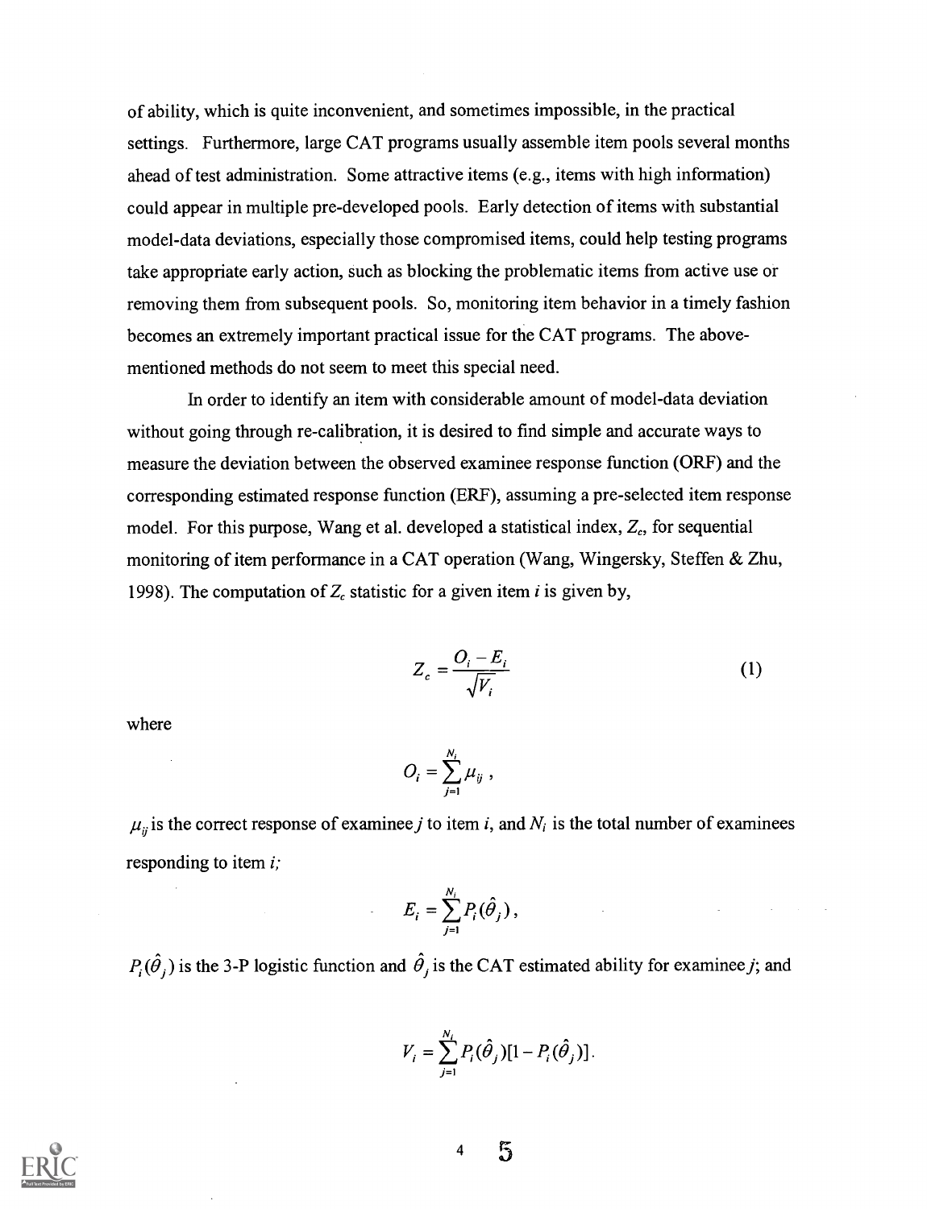of ability, which is quite inconvenient, and sometimes impossible, in the practical settings. Furthermore, large CAT programs usually assemble item pools several months ahead of test administration. Some attractive items (e.g., items with high information) could appear in multiple pre-developed pools. Early detection of items with substantial model-data deviations, especially those compromised items, could help testing programs take appropriate early action, such as blocking the problematic items from active use or removing them from subsequent pools. So, monitoring item behavior in a timely fashion becomes an extremely important practical issue for the CAT programs. The above-mentioned methods do not seem to meet this special need.

In order to identify an item with considerable amount of model-data deviation without going through re-calibration, it is desired to find simple and accurate ways to measure the deviation between the observed examinee response function (ORF) and the corresponding estimated response function (ERF), assuming a pre-selected item response model. For this purpose, Wang et al. developed a statistical index, $Z_c$, for sequential monitoring of item performance in a CAT operation (Wang, Wingersky, Steffen & Zhu, 1998). The computation of $Z_c$ statistic for a given item $i$ is given by,

$$Z_c = \frac{O_i - E_i}{\sqrt{V_i}} \tag{1}$$

where

$$O_i = \sum_{j=1}^{N_i} \mu_{ij} \, ,$$

$\mu_{ij}$ is the correct response of examinee $j$ to item $i$, and $N_i$ is the total number of examinees responding to item $i$;

$$E_i = \sum_{j=1}^{N_i} P_i(\hat{\theta}_j) \, ,$$

$P_i(\hat{\theta}_j)$ is the 3-P logistic function and $\hat{\theta}_j$ is the CAT estimated ability for examinee $j$; and

$$V_i = \sum_{j=1}^{N_i} P_i(\hat{\theta}_j)[1 - P_i(\hat{\theta}_j)] \, .$$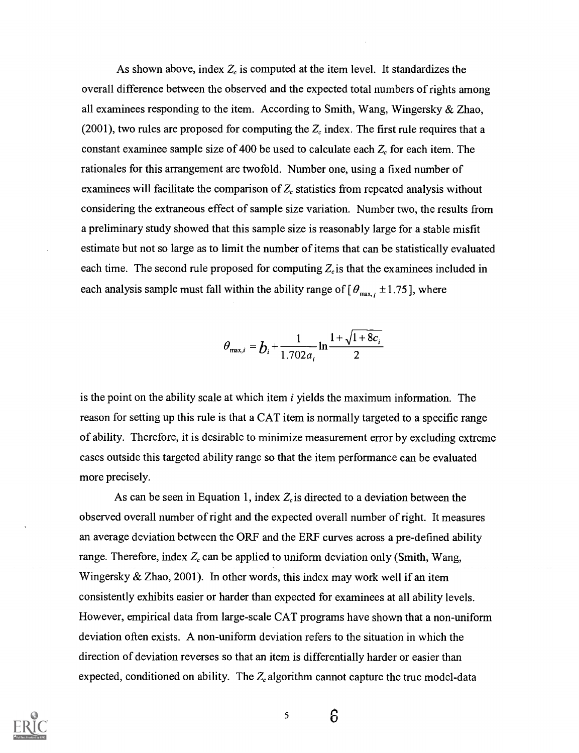As shown above, index $Z_c$ is computed at the item level. It standardizes the overall difference between the observed and the expected total numbers of rights among all examinees responding to the item. According to Smith, Wang, Wingersky & Zhao, (2001), two rules are proposed for computing the $Z_c$ index. The first rule requires that a constant examinee sample size of 400 be used to calculate each $Z_c$ for each item. The rationales for this arrangement are twofold. Number one, using a fixed number of examinees will facilitate the comparison of $Z_c$ statistics from repeated analysis without considering the extraneous effect of sample size variation. Number two, the results from a preliminary study showed that this sample size is reasonably large for a stable misfit estimate but not so large as to limit the number of items that can be statistically evaluated each time. The second rule proposed for computing $Z_c$ is that the examinees included in each analysis sample must fall within the ability range of [$\theta_{\max,i} \pm 1.75$], where

$$\theta_{\max,i} = b_i + \frac{1}{1.702a_i} \ln \frac{1+\sqrt{1+8c_i}}{2}$$

is the point on the ability scale at which item $i$ yields the maximum information. The reason for setting up this rule is that a CAT item is normally targeted to a specific range of ability. Therefore, it is desirable to minimize measurement error by excluding extreme cases outside this targeted ability range so that the item performance can be evaluated more precisely.

As can be seen in Equation 1, index $Z_c$ is directed to a deviation between the observed overall number of right and the expected overall number of right. It measures an average deviation between the ORF and the ERF curves across a pre-defined ability range. Therefore, index $Z_c$ can be applied to uniform deviation only (Smith, Wang, Wingersky & Zhao, 2001). In other words, this index may work well if an item consistently exhibits easier or harder than expected for examinees at all ability levels. However, empirical data from large-scale CAT programs have shown that a non-uniform deviation often exists. A non-uniform deviation refers to the situation in which the direction of deviation reverses so that an item is differentially harder or easier than expected, conditioned on ability. The $Z_c$ algorithm cannot capture the true model-data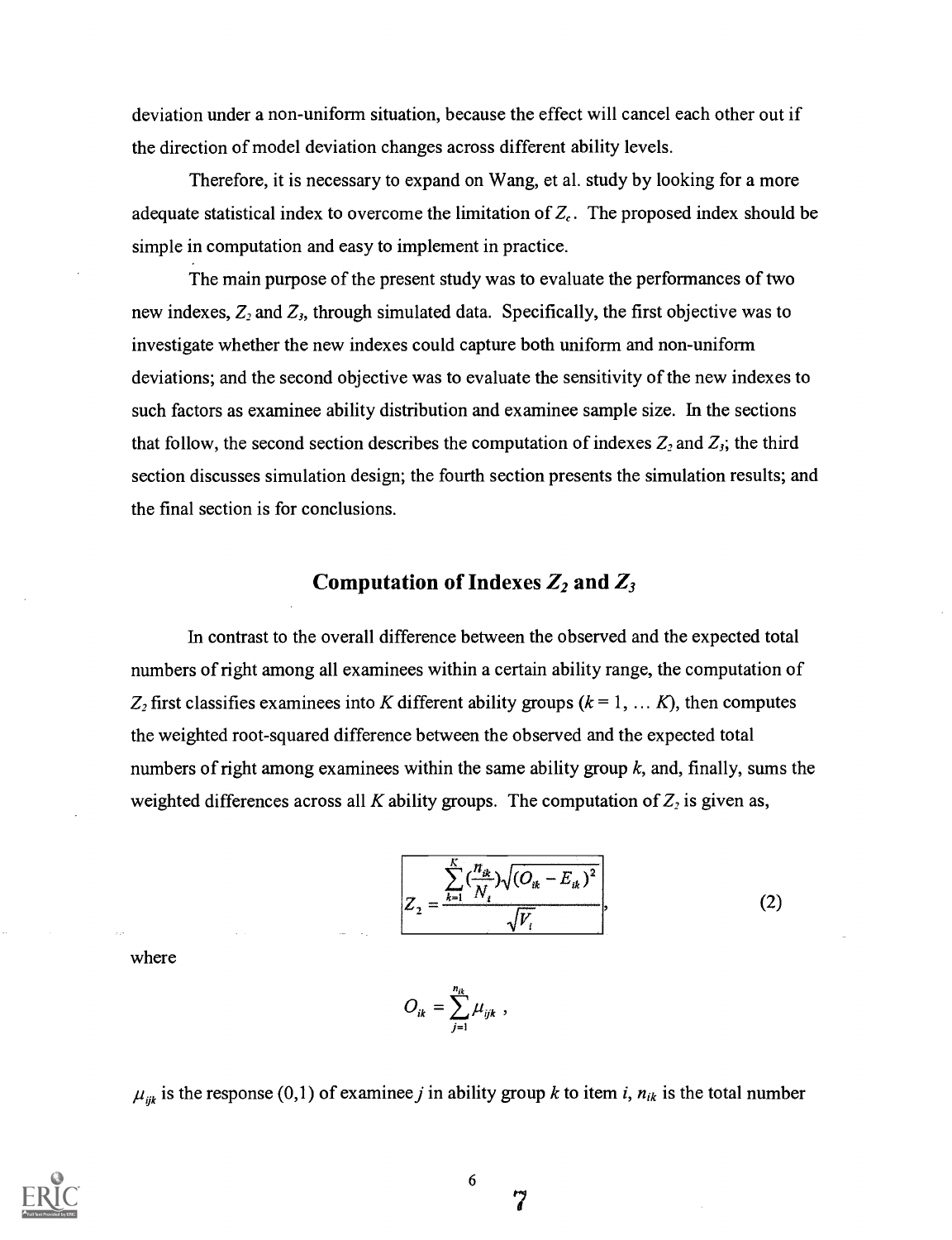deviation under a non-uniform situation, because the effect will cancel each other out if the direction of model deviation changes across different ability levels.

Therefore, it is necessary to expand on Wang, et al. study by looking for a more adequate statistical index to overcome the limitation of $Z_c$. The proposed index should be simple in computation and easy to implement in practice.

The main purpose of the present study was to evaluate the performances of two new indexes, $Z_2$ and $Z_3$, through simulated data. Specifically, the first objective was to investigate whether the new indexes could capture both uniform and non-uniform deviations; and the second objective was to evaluate the sensitivity of the new indexes to such factors as examinee ability distribution and examinee sample size. In the sections that follow, the second section describes the computation of indexes $Z_2$ and $Z_3$; the third section discusses simulation design; the fourth section presents the simulation results; and the final section is for conclusions.

## Computation of Indexes $Z_2$ and $Z_3$

In contrast to the overall difference between the observed and the expected total numbers of right among all examinees within a certain ability range, the computation of $Z_2$ first classifies examinees into $K$ different ability groups ($k = 1, \ldots K$), then computes the weighted root-squared difference between the observed and the expected total numbers of right among examinees within the same ability group $k$, and, finally, sums the weighted differences across all $K$ ability groups. The computation of $Z_2$ is given as,

$$Z_2 = \frac{\sum_{k=1}^{K} \left(\frac{n_{ik}}{N_i}\right)\sqrt{(O_{ik} - E_{ik})^2}}{\sqrt{V_i}}, \tag{2}$$

where

$$O_{ik} = \sum_{j=1}^{n_{ik}} \mu_{ijk} \, ,$$

$\mu_{ijk}$ is the response (0,1) of examinee $j$ in ability group $k$ to item $i$, $n_{ik}$ is the total number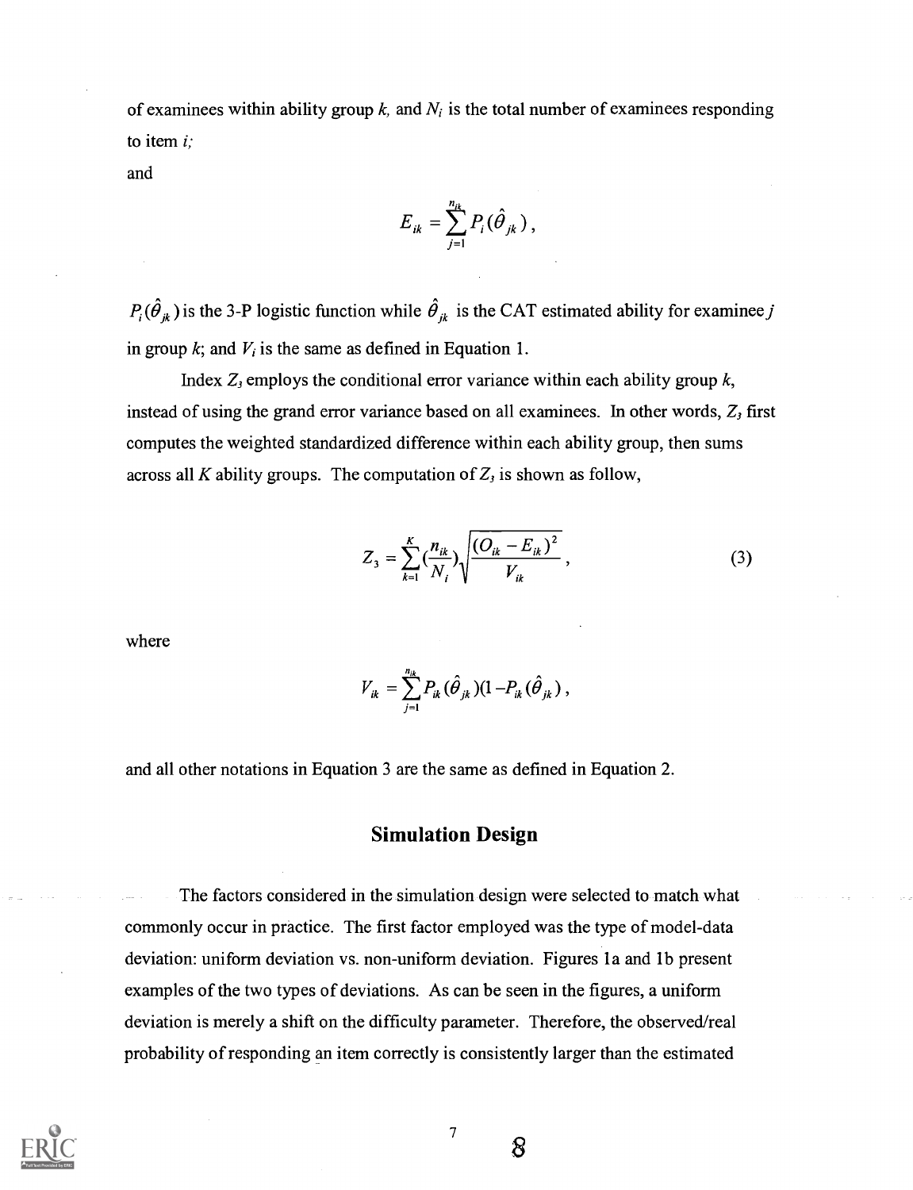of examinees within ability group $k$, and $N_i$ is the total number of examinees responding to item $i$;

and

$$E_{ik} = \sum_{j=1}^{n_{ik}} P_i(\hat{\theta}_{jk}),$$

$P_i(\hat{\theta}_{jk})$ is the 3-P logistic function while $\hat{\theta}_{jk}$ is the CAT estimated ability for examinee $j$ in group $k$; and $V_i$ is the same as defined in Equation 1.

Index $Z_3$ employs the conditional error variance within each ability group $k$, instead of using the grand error variance based on all examinees. In other words, $Z_3$ first computes the weighted standardized difference within each ability group, then sums across all $K$ ability groups. The computation of $Z_3$ is shown as follow,

$$Z_3 = \sum_{k=1}^{K} \left(\frac{n_{ik}}{N_i}\right) \sqrt{\frac{(O_{ik} - E_{ik})^2}{V_{ik}}}, \tag{3}$$

where

$$V_{ik} = \sum_{j=1}^{n_{ik}} P_{ik}(\hat{\theta}_{jk})(1 - P_{ik}(\hat{\theta}_{jk})),$$

and all other notations in Equation 3 are the same as defined in Equation 2.

## Simulation Design

The factors considered in the simulation design were selected to match what commonly occur in practice. The first factor employed was the type of model-data deviation: uniform deviation vs. non-uniform deviation. Figures 1a and 1b present examples of the two types of deviations. As can be seen in the figures, a uniform deviation is merely a shift on the difficulty parameter. Therefore, the observed/real probability of responding an item correctly is consistently larger than the estimated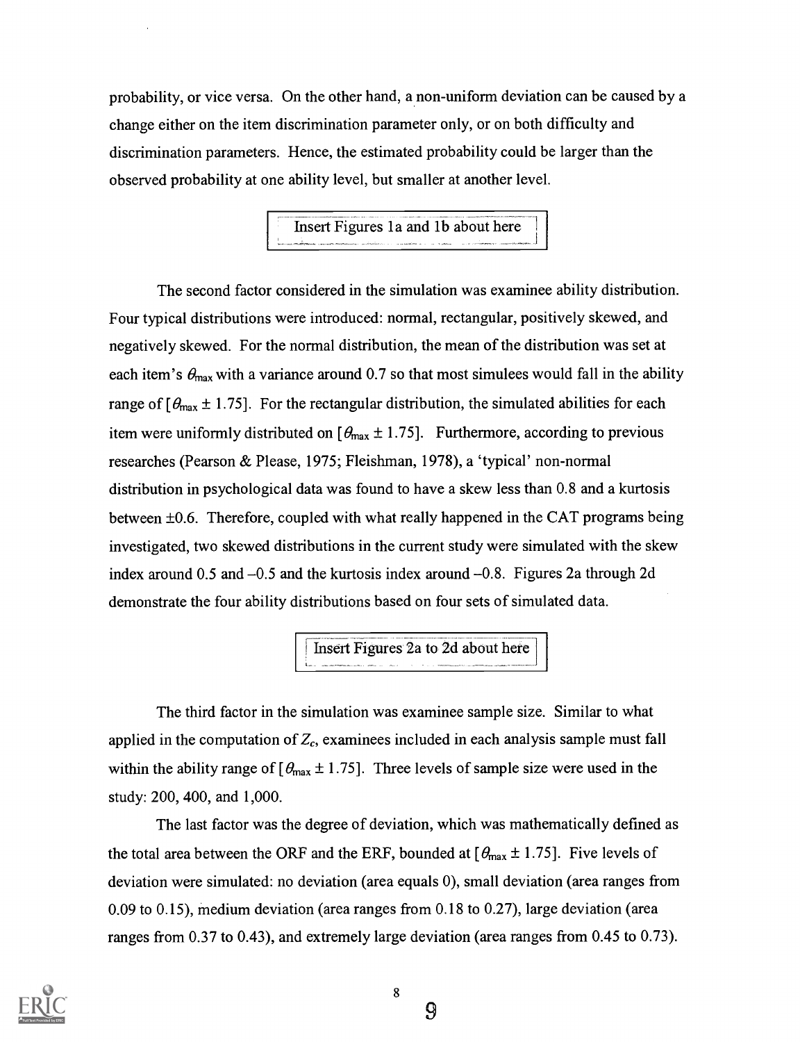probability, or vice versa. On the other hand, a non-uniform deviation can be caused by a change either on the item discrimination parameter only, or on both difficulty and discrimination parameters. Hence, the estimated probability could be larger than the observed probability at one ability level, but smaller at another level.

Insert Figures 1a and 1b about here

The second factor considered in the simulation was examinee ability distribution. Four typical distributions were introduced: normal, rectangular, positively skewed, and negatively skewed. For the normal distribution, the mean of the distribution was set at each item's $\theta_{max}$ with a variance around 0.7 so that most simulees would fall in the ability range of $[\theta_{max} \pm 1.75]$. For the rectangular distribution, the simulated abilities for each item were uniformly distributed on $[\theta_{max} \pm 1.75]$. Furthermore, according to previous researches (Pearson & Please, 1975; Fleishman, 1978), a 'typical' non-normal distribution in psychological data was found to have a skew less than 0.8 and a kurtosis between $\pm 0.6$. Therefore, coupled with what really happened in the CAT programs being investigated, two skewed distributions in the current study were simulated with the skew index around 0.5 and –0.5 and the kurtosis index around –0.8. Figures 2a through 2d demonstrate the four ability distributions based on four sets of simulated data.

Insert Figures 2a to 2d about here

The third factor in the simulation was examinee sample size. Similar to what applied in the computation of $Z_c$, examinees included in each analysis sample must fall within the ability range of $[\theta_{max} \pm 1.75]$. Three levels of sample size were used in the study: 200, 400, and 1,000.

The last factor was the degree of deviation, which was mathematically defined as the total area between the ORF and the ERF, bounded at $[\theta_{max} \pm 1.75]$. Five levels of deviation were simulated: no deviation (area equals 0), small deviation (area ranges from 0.09 to 0.15), medium deviation (area ranges from 0.18 to 0.27), large deviation (area ranges from 0.37 to 0.43), and extremely large deviation (area ranges from 0.45 to 0.73).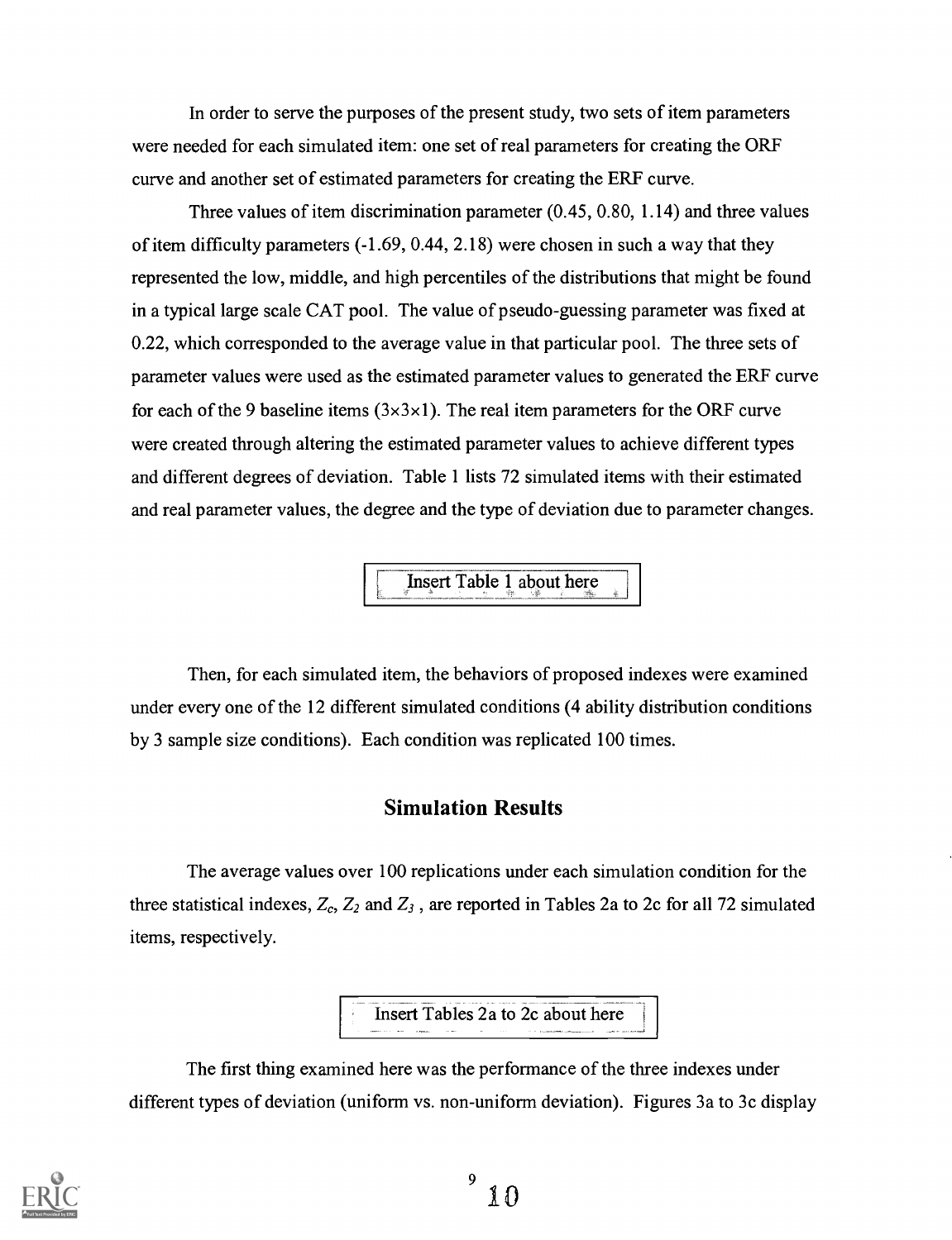In order to serve the purposes of the present study, two sets of item parameters were needed for each simulated item: one set of real parameters for creating the ORF curve and another set of estimated parameters for creating the ERF curve.

Three values of item discrimination parameter (0.45, 0.80, 1.14) and three values of item difficulty parameters (-1.69, 0.44, 2.18) were chosen in such a way that they represented the low, middle, and high percentiles of the distributions that might be found in a typical large scale CAT pool. The value of pseudo-guessing parameter was fixed at 0.22, which corresponded to the average value in that particular pool. The three sets of parameter values were used as the estimated parameter values to generated the ERF curve for each of the 9 baseline items ($3\times3\times1$). The real item parameters for the ORF curve were created through altering the estimated parameter values to achieve different types and different degrees of deviation. Table 1 lists 72 simulated items with their estimated and real parameter values, the degree and the type of deviation due to parameter changes.

Insert Table 1 about here

Then, for each simulated item, the behaviors of proposed indexes were examined under every one of the 12 different simulated conditions (4 ability distribution conditions by 3 sample size conditions). Each condition was replicated 100 times.

## Simulation Results

The average values over 100 replications under each simulation condition for the three statistical indexes, $Z_c$, $Z_2$ and $Z_3$, are reported in Tables 2a to 2c for all 72 simulated items, respectively.

Insert Tables 2a to 2c about here

The first thing examined here was the performance of the three indexes under different types of deviation (uniform vs. non-uniform deviation). Figures 3a to 3c display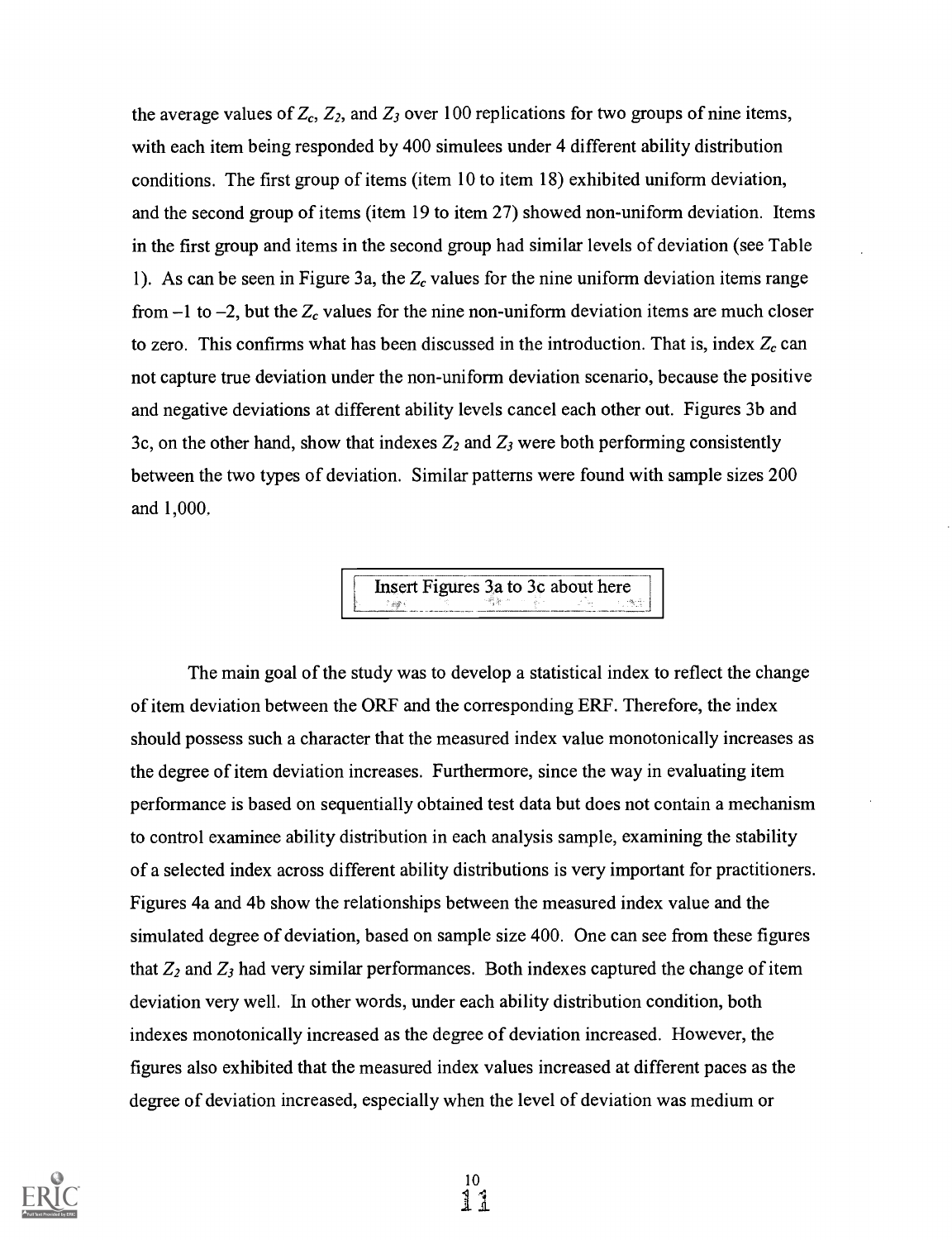the average values of $Z_c$, $Z_2$, and $Z_3$ over 100 replications for two groups of nine items, with each item being responded by 400 simulees under 4 different ability distribution conditions. The first group of items (item 10 to item 18) exhibited uniform deviation, and the second group of items (item 19 to item 27) showed non-uniform deviation. Items in the first group and items in the second group had similar levels of deviation (see Table 1). As can be seen in Figure 3a, the $Z_c$ values for the nine uniform deviation items range from $-1$ to $-2$, but the $Z_c$ values for the nine non-uniform deviation items are much closer to zero. This confirms what has been discussed in the introduction. That is, index $Z_c$ can not capture true deviation under the non-uniform deviation scenario, because the positive and negative deviations at different ability levels cancel each other out. Figures 3b and 3c, on the other hand, show that indexes $Z_2$ and $Z_3$ were both performing consistently between the two types of deviation. Similar patterns were found with sample sizes 200 and 1,000.

Insert Figures 3a to 3c about here

The main goal of the study was to develop a statistical index to reflect the change of item deviation between the ORF and the corresponding ERF. Therefore, the index should possess such a character that the measured index value monotonically increases as the degree of item deviation increases. Furthermore, since the way in evaluating item performance is based on sequentially obtained test data but does not contain a mechanism to control examinee ability distribution in each analysis sample, examining the stability of a selected index across different ability distributions is very important for practitioners. Figures 4a and 4b show the relationships between the measured index value and the simulated degree of deviation, based on sample size 400. One can see from these figures that $Z_2$ and $Z_3$ had very similar performances. Both indexes captured the change of item deviation very well. In other words, under each ability distribution condition, both indexes monotonically increased as the degree of deviation increased. However, the figures also exhibited that the measured index values increased at different paces as the degree of deviation increased, especially when the level of deviation was medium or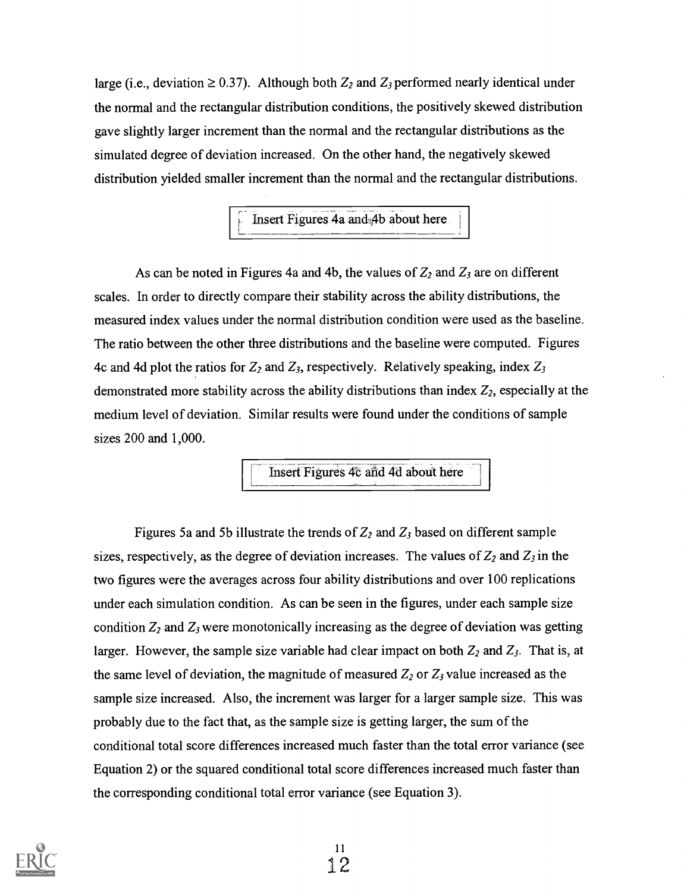large (i.e., deviation ≥ 0.37). Although both $Z_2$ and $Z_3$ performed nearly identical under the normal and the rectangular distribution conditions, the positively skewed distribution gave slightly larger increment than the normal and the rectangular distributions as the simulated degree of deviation increased. On the other hand, the negatively skewed distribution yielded smaller increment than the normal and the rectangular distributions.

Insert Figures 4a and 4b about here

As can be noted in Figures 4a and 4b, the values of $Z_2$ and $Z_3$ are on different scales. In order to directly compare their stability across the ability distributions, the measured index values under the normal distribution condition were used as the baseline. The ratio between the other three distributions and the baseline were computed. Figures 4c and 4d plot the ratios for $Z_2$ and $Z_3$, respectively. Relatively speaking, index $Z_3$ demonstrated more stability across the ability distributions than index $Z_2$, especially at the medium level of deviation. Similar results were found under the conditions of sample sizes 200 and 1,000.

Insert Figures 4c and 4d about here

Figures 5a and 5b illustrate the trends of $Z_2$ and $Z_3$ based on different sample sizes, respectively, as the degree of deviation increases. The values of $Z_2$ and $Z_3$ in the two figures were the averages across four ability distributions and over 100 replications under each simulation condition. As can be seen in the figures, under each sample size condition $Z_2$ and $Z_3$ were monotonically increasing as the degree of deviation was getting larger. However, the sample size variable had clear impact on both $Z_2$ and $Z_3$. That is, at the same level of deviation, the magnitude of measured $Z_2$ or $Z_3$ value increased as the sample size increased. Also, the increment was larger for a larger sample size. This was probably due to the fact that, as the sample size is getting larger, the sum of the conditional total score differences increased much faster than the total error variance (see Equation 2) or the squared conditional total score differences increased much faster than the corresponding conditional total error variance (see Equation 3).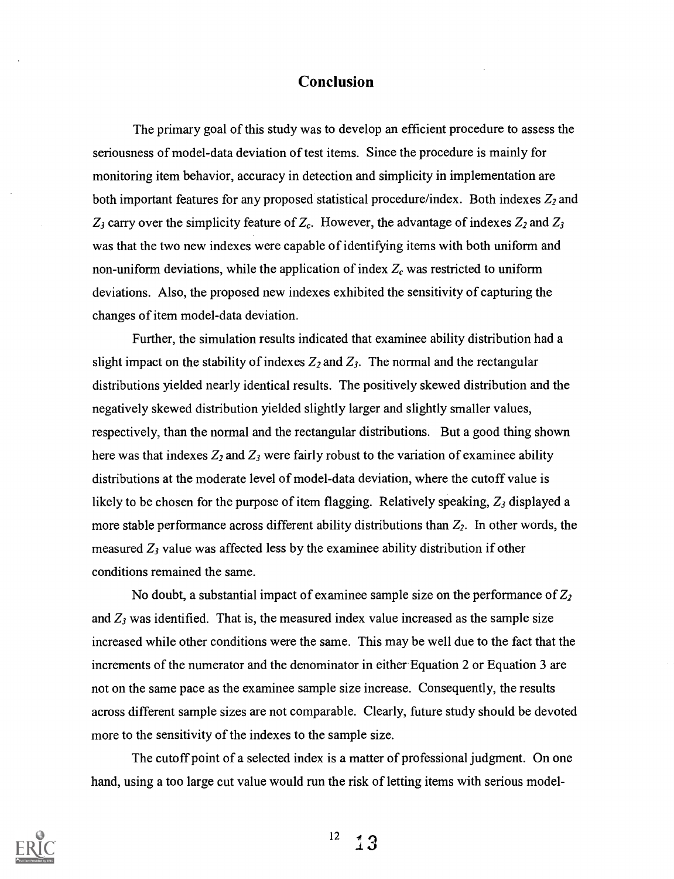## Conclusion

The primary goal of this study was to develop an efficient procedure to assess the seriousness of model-data deviation of test items. Since the procedure is mainly for monitoring item behavior, accuracy in detection and simplicity in implementation are both important features for any proposed statistical procedure/index. Both indexes $Z_2$ and $Z_3$ carry over the simplicity feature of $Z_c$. However, the advantage of indexes $Z_2$ and $Z_3$ was that the two new indexes were capable of identifying items with both uniform and non-uniform deviations, while the application of index $Z_c$ was restricted to uniform deviations. Also, the proposed new indexes exhibited the sensitivity of capturing the changes of item model-data deviation.

Further, the simulation results indicated that examinee ability distribution had a slight impact on the stability of indexes $Z_2$ and $Z_3$. The normal and the rectangular distributions yielded nearly identical results. The positively skewed distribution and the negatively skewed distribution yielded slightly larger and slightly smaller values, respectively, than the normal and the rectangular distributions. But a good thing shown here was that indexes $Z_2$ and $Z_3$ were fairly robust to the variation of examinee ability distributions at the moderate level of model-data deviation, where the cutoff value is likely to be chosen for the purpose of item flagging. Relatively speaking, $Z_3$ displayed a more stable performance across different ability distributions than $Z_2$. In other words, the measured $Z_3$ value was affected less by the examinee ability distribution if other conditions remained the same.

No doubt, a substantial impact of examinee sample size on the performance of $Z_2$ and $Z_3$ was identified. That is, the measured index value increased as the sample size increased while other conditions were the same. This may be well due to the fact that the increments of the numerator and the denominator in either Equation 2 or Equation 3 are not on the same pace as the examinee sample size increase. Consequently, the results across different sample sizes are not comparable. Clearly, future study should be devoted more to the sensitivity of the indexes to the sample size.

The cutoff point of a selected index is a matter of professional judgment. On one hand, using a too large cut value would run the risk of letting items with serious model-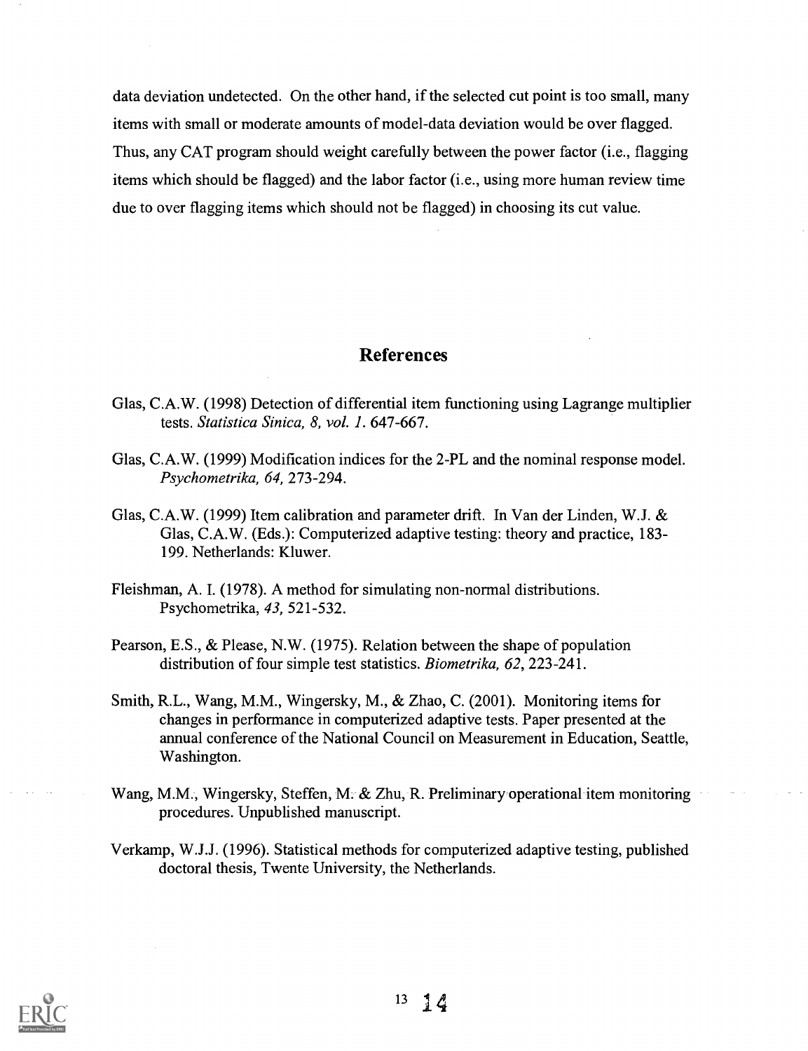data deviation undetected. On the other hand, if the selected cut point is too small, many items with small or moderate amounts of model-data deviation would be over flagged. Thus, any CAT program should weight carefully between the power factor (i.e., flagging items which should be flagged) and the labor factor (i.e., using more human review time due to over flagging items which should not be flagged) in choosing its cut value.

## References

Glas, C.A.W. (1998) Detection of differential item functioning using Lagrange multiplier tests. *Statistica Sinica, 8, vol. 1.* 647-667.

Glas, C.A.W. (1999) Modification indices for the 2-PL and the nominal response model. *Psychometrika, 64,* 273-294.

Glas, C.A.W. (1999) Item calibration and parameter drift. In Van der Linden, W.J. & Glas, C.A.W. (Eds.): Computerized adaptive testing: theory and practice, 183-199. Netherlands: Kluwer.

Fleishman, A. I. (1978). A method for simulating non-normal distributions. Psychometrika, *43,* 521-532.

Pearson, E.S., & Please, N.W. (1975). Relation between the shape of population distribution of four simple test statistics. *Biometrika, 62*, 223-241.

Smith, R.L., Wang, M.M., Wingersky, M., & Zhao, C. (2001). Monitoring items for changes in performance in computerized adaptive tests. Paper presented at the annual conference of the National Council on Measurement in Education, Seattle, Washington.

Wang, M.M., Wingersky, Steffen, M. & Zhu, R. Preliminary operational item monitoring procedures. Unpublished manuscript.

Verkamp, W.J.J. (1996). Statistical methods for computerized adaptive testing, published doctoral thesis, Twente University, the Netherlands.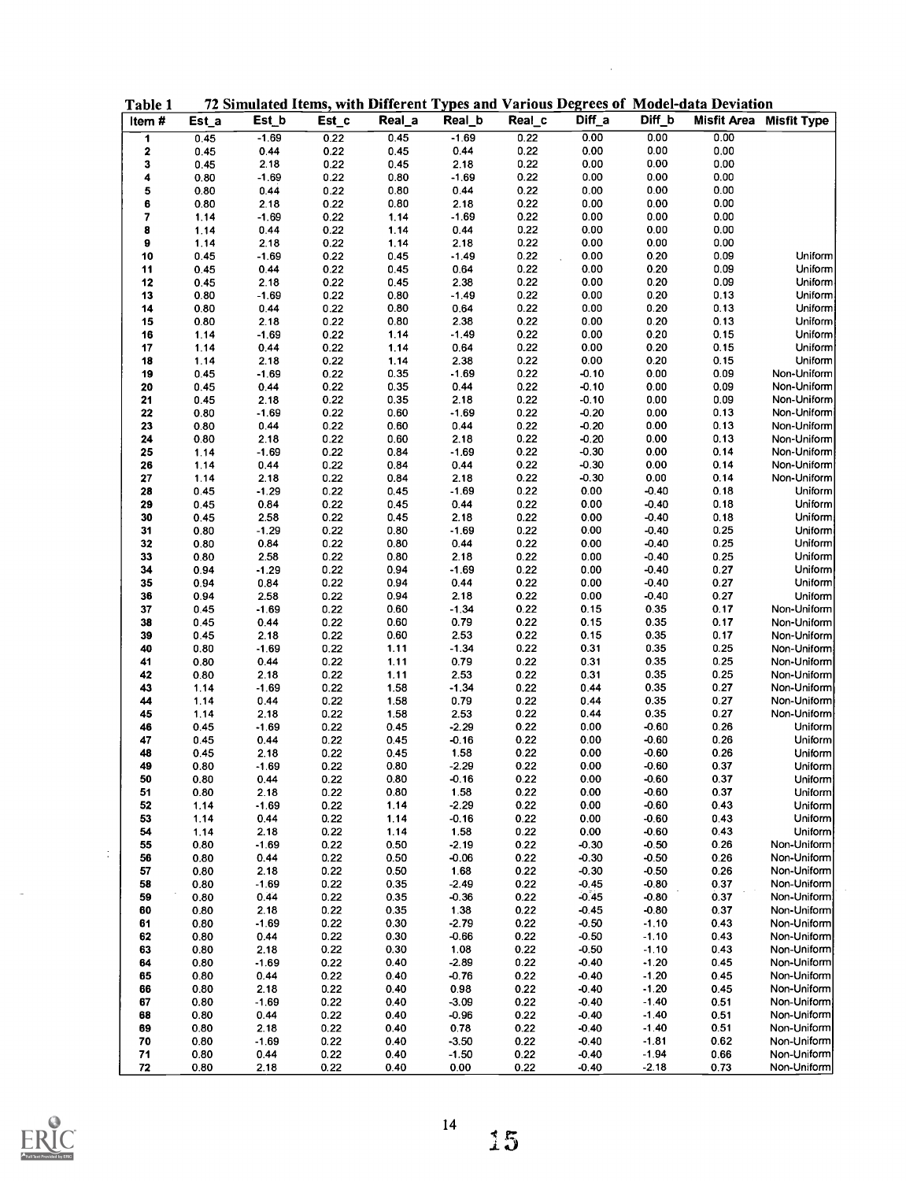Table 1 72 Simulated Items, with Different Types and Various Degrees of Model-data Deviation

| Item # | Est_a | Est_b | Est_c | Real_a | Real_b | Real_c | Diff_a | Diff_b | Misfit Area | Misfit Type |
|---|---|---|---|---|---|---|---|---|---|---|
| 1 | 0.45 | -1.69 | 0.22 | 0.45 | -1.69 | 0.22 | 0.00 | 0.00 | 0.00 | |
| 2 | 0.45 | 0.44 | 0.22 | 0.45 | 0.44 | 0.22 | 0.00 | 0.00 | 0.00 | |
| 3 | 0.45 | 2.18 | 0.22 | 0.45 | 2.18 | 0.22 | 0.00 | 0.00 | 0.00 | |
| 4 | 0.80 | -1.69 | 0.22 | 0.80 | -1.69 | 0.22 | 0.00 | 0.00 | 0.00 | |
| 5 | 0.80 | 0.44 | 0.22 | 0.80 | 0.44 | 0.22 | 0.00 | 0.00 | 0.00 | |
| 6 | 0.80 | 2.18 | 0.22 | 0.80 | 2.18 | 0.22 | 0.00 | 0.00 | 0.00 | |
| 7 | 1.14 | -1.69 | 0.22 | 1.14 | -1.69 | 0.22 | 0.00 | 0.00 | 0.00 | |
| 8 | 1.14 | 0.44 | 0.22 | 1.14 | 0.44 | 0.22 | 0.00 | 0.00 | 0.00 | |
| 9 | 1.14 | 2.18 | 0.22 | 1.14 | 2.18 | 0.22 | 0.00 | 0.00 | 0.00 | |
| 10 | 0.45 | -1.69 | 0.22 | 0.45 | -1.49 | 0.22 | 0.00 | 0.20 | 0.09 | Uniform |
| 11 | 0.45 | 0.44 | 0.22 | 0.45 | 0.64 | 0.22 | 0.00 | 0.20 | 0.09 | Uniform |
| 12 | 0.45 | 2.18 | 0.22 | 0.45 | 2.38 | 0.22 | 0.00 | 0.20 | 0.09 | Uniform |
| 13 | 0.80 | -1.69 | 0.22 | 0.80 | -1.49 | 0.22 | 0.00 | 0.20 | 0.13 | Uniform |
| 14 | 0.80 | 0.44 | 0.22 | 0.80 | 0.64 | 0.22 | 0.00 | 0.20 | 0.13 | Uniform |
| 15 | 0.80 | 2.18 | 0.22 | 0.80 | 2.38 | 0.22 | 0.00 | 0.20 | 0.13 | Uniform |
| 16 | 1.14 | -1.69 | 0.22 | 1.14 | -1.49 | 0.22 | 0.00 | 0.20 | 0.15 | Uniform |
| 17 | 1.14 | 0.44 | 0.22 | 1.14 | 0.64 | 0.22 | 0.00 | 0.20 | 0.15 | Uniform |
| 18 | 1.14 | 2.18 | 0.22 | 1.14 | 2.38 | 0.22 | 0.00 | 0.20 | 0.15 | Uniform |
| 19 | 0.45 | -1.69 | 0.22 | 0.35 | -1.69 | 0.22 | -0.10 | 0.00 | 0.09 | Non-Uniform |
| 20 | 0.45 | 0.44 | 0.22 | 0.35 | 0.44 | 0.22 | -0.10 | 0.00 | 0.09 | Non-Uniform |
| 21 | 0.45 | 2.18 | 0.22 | 0.35 | 2.18 | 0.22 | -0.10 | 0.00 | 0.09 | Non-Uniform |
| 22 | 0.80 | -1.69 | 0.22 | 0.60 | -1.69 | 0.22 | -0.20 | 0.00 | 0.13 | Non-Uniform |
| 23 | 0.80 | 0.44 | 0.22 | 0.60 | 0.44 | 0.22 | -0.20 | 0.00 | 0.13 | Non-Uniform |
| 24 | 0.80 | 2.18 | 0.22 | 0.60 | 2.18 | 0.22 | -0.20 | 0.00 | 0.13 | Non-Uniform |
| 25 | 1.14 | -1.69 | 0.22 | 0.84 | -1.69 | 0.22 | -0.30 | 0.00 | 0.14 | Non-Uniform |
| 26 | 1.14 | 0.44 | 0.22 | 0.84 | 0.44 | 0.22 | -0.30 | 0.00 | 0.14 | Non-Uniform |
| 27 | 1.14 | 2.18 | 0.22 | 0.84 | 2.18 | 0.22 | -0.30 | 0.00 | 0.14 | Non-Uniform |
| 28 | 0.45 | -1.29 | 0.22 | 0.45 | -1.69 | 0.22 | 0.00 | -0.40 | 0.18 | Uniform |
| 29 | 0.45 | 0.84 | 0.22 | 0.45 | 0.44 | 0.22 | 0.00 | -0.40 | 0.18 | Uniform |
| 30 | 0.45 | 2.58 | 0.22 | 0.45 | 2.18 | 0.22 | 0.00 | -0.40 | 0.18 | Uniform |
| 31 | 0.80 | -1.29 | 0.22 | 0.80 | -1.69 | 0.22 | 0.00 | -0.40 | 0.25 | Uniform |
| 32 | 0.80 | 0.84 | 0.22 | 0.80 | 0.44 | 0.22 | 0.00 | -0.40 | 0.25 | Uniform |
| 33 | 0.80 | 2.58 | 0.22 | 0.80 | 2.18 | 0.22 | 0.00 | -0.40 | 0.25 | Uniform |
| 34 | 0.94 | -1.29 | 0.22 | 0.94 | -1.69 | 0.22 | 0.00 | -0.40 | 0.27 | Uniform |
| 35 | 0.94 | 0.84 | 0.22 | 0.94 | 0.44 | 0.22 | 0.00 | -0.40 | 0.27 | Uniform |
| 36 | 0.94 | 2.58 | 0.22 | 0.94 | 2.18 | 0.22 | 0.00 | -0.40 | 0.27 | Uniform |
| 37 | 0.45 | -1.69 | 0.22 | 0.60 | -1.34 | 0.22 | 0.15 | 0.35 | 0.17 | Non-Uniform |
| 38 | 0.45 | 0.44 | 0.22 | 0.60 | 0.79 | 0.22 | 0.15 | 0.35 | 0.17 | Non-Uniform |
| 39 | 0.45 | 2.18 | 0.22 | 0.60 | 2.53 | 0.22 | 0.15 | 0.35 | 0.17 | Non-Uniform |
| 40 | 0.80 | -1.69 | 0.22 | 1.11 | -1.34 | 0.22 | 0.31 | 0.35 | 0.25 | Non-Uniform |
| 41 | 0.80 | 0.44 | 0.22 | 1.11 | 0.79 | 0.22 | 0.31 | 0.35 | 0.25 | Non-Uniform |
| 42 | 0.80 | 2.18 | 0.22 | 1.11 | 2.53 | 0.22 | 0.31 | 0.35 | 0.25 | Non-Uniform |
| 43 | 1.14 | -1.69 | 0.22 | 1.58 | -1.34 | 0.22 | 0.44 | 0.35 | 0.27 | Non-Uniform |
| 44 | 1.14 | 0.44 | 0.22 | 1.58 | 0.79 | 0.22 | 0.44 | 0.35 | 0.27 | Non-Uniform |
| 45 | 1.14 | 2.18 | 0.22 | 1.58 | 2.53 | 0.22 | 0.44 | 0.35 | 0.27 | Non-Uniform |
| 46 | 0.45 | -1.69 | 0.22 | 0.45 | -2.29 | 0.22 | 0.00 | -0.60 | 0.26 | Uniform |
| 47 | 0.45 | 0.44 | 0.22 | 0.45 | -0.16 | 0.22 | 0.00 | -0.60 | 0.26 | Uniform |
| 48 | 0.45 | 2.18 | 0.22 | 0.45 | 1.58 | 0.22 | 0.00 | -0.60 | 0.26 | Uniform |
| 49 | 0.80 | -1.69 | 0.22 | 0.80 | -2.29 | 0.22 | 0.00 | -0.60 | 0.37 | Uniform |
| 50 | 0.80 | 0.44 | 0.22 | 0.80 | -0.16 | 0.22 | 0.00 | -0.60 | 0.37 | Uniform |
| 51 | 0.80 | 2.18 | 0.22 | 0.80 | 1.58 | 0.22 | 0.00 | -0.60 | 0.37 | Uniform |
| 52 | 1.14 | -1.69 | 0.22 | 1.14 | -2.29 | 0.22 | 0.00 | -0.60 | 0.43 | Uniform |
| 53 | 1.14 | 0.44 | 0.22 | 1.14 | -0.16 | 0.22 | 0.00 | -0.60 | 0.43 | Uniform |
| 54 | 1.14 | 2.18 | 0.22 | 1.14 | 1.58 | 0.22 | 0.00 | -0.60 | 0.43 | Uniform |
| 55 | 0.80 | -1.69 | 0.22 | 0.50 | -2.19 | 0.22 | -0.30 | -0.50 | 0.26 | Non-Uniform |
| 56 | 0.80 | 0.44 | 0.22 | 0.50 | -0.06 | 0.22 | -0.30 | -0.50 | 0.26 | Non-Uniform |
| 57 | 0.80 | 2.18 | 0.22 | 0.50 | 1.68 | 0.22 | -0.30 | -0.50 | 0.26 | Non-Uniform |
| 58 | 0.80 | -1.69 | 0.22 | 0.35 | -2.49 | 0.22 | -0.45 | -0.80 | 0.37 | Non-Uniform |
| 59 | 0.80 | 0.44 | 0.22 | 0.35 | -0.36 | 0.22 | -0.45 | -0.80 | 0.37 | Non-Uniform |
| 60 | 0.80 | 2.18 | 0.22 | 0.35 | 1.38 | 0.22 | -0.45 | -0.80 | 0.37 | Non-Uniform |
| 61 | 0.80 | -1.69 | 0.22 | 0.30 | -2.79 | 0.22 | -0.50 | -1.10 | 0.43 | Non-Uniform |
| 62 | 0.80 | 0.44 | 0.22 | 0.30 | -0.66 | 0.22 | -0.50 | -1.10 | 0.43 | Non-Uniform |
| 63 | 0.80 | 2.18 | 0.22 | 0.30 | 1.08 | 0.22 | -0.50 | -1.10 | 0.43 | Non-Uniform |
| 64 | 0.80 | -1.69 | 0.22 | 0.40 | -2.89 | 0.22 | -0.40 | -1.20 | 0.45 | Non-Uniform |
| 65 | 0.80 | 0.44 | 0.22 | 0.40 | -0.76 | 0.22 | -0.40 | -1.20 | 0.45 | Non-Uniform |
| 66 | 0.80 | 2.18 | 0.22 | 0.40 | 0.98 | 0.22 | -0.40 | -1.20 | 0.45 | Non-Uniform |
| 67 | 0.80 | -1.69 | 0.22 | 0.40 | -3.09 | 0.22 | -0.40 | -1.40 | 0.51 | Non-Uniform |
| 68 | 0.80 | 0.44 | 0.22 | 0.40 | -0.96 | 0.22 | -0.40 | -1.40 | 0.51 | Non-Uniform |
| 69 | 0.80 | 2.18 | 0.22 | 0.40 | 0.78 | 0.22 | -0.40 | -1.40 | 0.51 | Non-Uniform |
| 70 | 0.80 | -1.69 | 0.22 | 0.40 | -3.50 | 0.22 | -0.40 | -1.81 | 0.62 | Non-Uniform |
| 71 | 0.80 | 0.44 | 0.22 | 0.40 | -1.50 | 0.22 | -0.40 | -1.94 | 0.66 | Non-Uniform |
| 72 | 0.80 | 2.18 | 0.22 | 0.40 | 0.00 | 0.22 | -0.40 | -2.18 | 0.73 | Non-Uniform |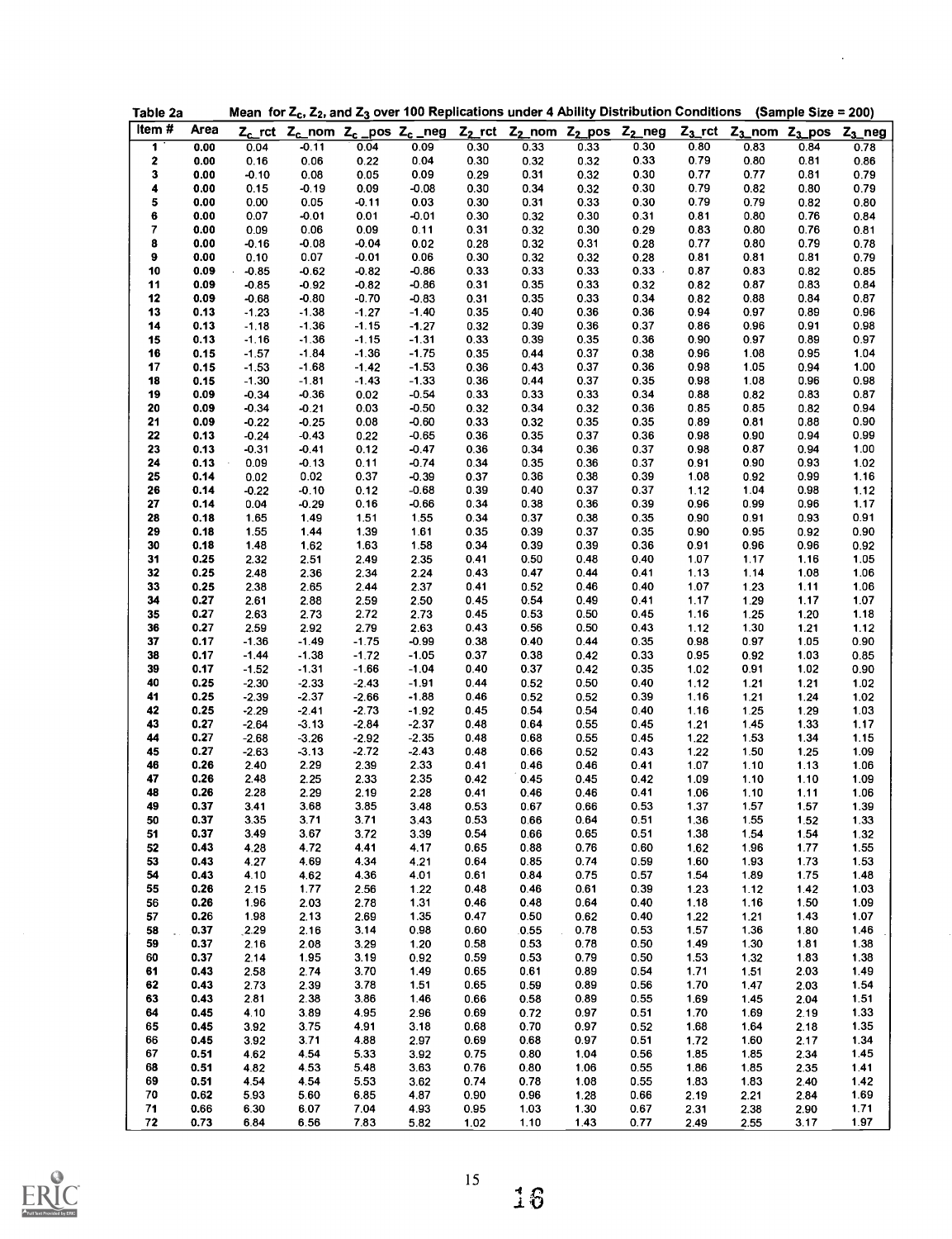Table 2a Mean for $Z_c$, $Z_2$, and $Z_3$ over 100 Replications under 4 Ability Distribution Conditions (Sample Size = 200)

| Item # | Area | $Z_c$_rct | $Z_c$_nom | $Z_c$_pos | $Z_c$_neg | $Z_2$_rct | $Z_2$_nom | $Z_2$_pos | $Z_2$_neg | $Z_3$_rct | $Z_3$_nom | $Z_3$_pos | $Z_3$_neg |
|---|---|---|---|---|---|---|---|---|---|---|---|---|---|
| 1 | 0.00 | 0.04 | -0.11 | 0.04 | 0.09 | 0.30 | 0.33 | 0.33 | 0.30 | 0.80 | 0.83 | 0.84 | 0.78 |
| 2 | 0.00 | 0.16 | 0.06 | 0.22 | 0.04 | 0.30 | 0.32 | 0.32 | 0.33 | 0.79 | 0.80 | 0.81 | 0.86 |
| 3 | 0.00 | -0.10 | 0.08 | 0.05 | 0.09 | 0.29 | 0.31 | 0.32 | 0.30 | 0.77 | 0.77 | 0.81 | 0.79 |
| 4 | 0.00 | 0.15 | -0.19 | 0.09 | -0.08 | 0.30 | 0.34 | 0.32 | 0.30 | 0.79 | 0.82 | 0.80 | 0.79 |
| 5 | 0.00 | 0.00 | 0.05 | -0.11 | 0.03 | 0.30 | 0.31 | 0.33 | 0.30 | 0.79 | 0.79 | 0.82 | 0.80 |
| 6 | 0.00 | 0.07 | -0.01 | 0.01 | -0.01 | 0.30 | 0.32 | 0.30 | 0.31 | 0.81 | 0.80 | 0.76 | 0.84 |
| 7 | 0.00 | 0.09 | 0.06 | 0.09 | 0.11 | 0.31 | 0.32 | 0.30 | 0.29 | 0.83 | 0.80 | 0.76 | 0.81 |
| 8 | 0.00 | -0.16 | -0.08 | -0.04 | 0.02 | 0.28 | 0.32 | 0.31 | 0.28 | 0.77 | 0.80 | 0.79 | 0.78 |
| 9 | 0.00 | 0.10 | 0.07 | -0.01 | 0.06 | 0.30 | 0.32 | 0.32 | 0.28 | 0.81 | 0.81 | 0.81 | 0.79 |
| 10 | 0.09 | -0.85 | -0.62 | -0.82 | -0.86 | 0.33 | 0.33 | 0.33 | 0.33 | 0.87 | 0.83 | 0.82 | 0.85 |
| 11 | 0.09 | -0.85 | -0.92 | -0.82 | -0.86 | 0.31 | 0.35 | 0.33 | 0.32 | 0.82 | 0.87 | 0.83 | 0.84 |
| 12 | 0.09 | -0.68 | -0.80 | -0.70 | -0.83 | 0.31 | 0.35 | 0.33 | 0.34 | 0.82 | 0.88 | 0.84 | 0.87 |
| 13 | 0.13 | -1.23 | -1.38 | -1.27 | -1.40 | 0.35 | 0.40 | 0.36 | 0.36 | 0.94 | 0.97 | 0.89 | 0.96 |
| 14 | 0.13 | -1.18 | -1.36 | -1.15 | -1.27 | 0.32 | 0.39 | 0.36 | 0.37 | 0.86 | 0.96 | 0.91 | 0.98 |
| 15 | 0.13 | -1.16 | -1.36 | -1.15 | -1.31 | 0.33 | 0.39 | 0.35 | 0.36 | 0.90 | 0.97 | 0.89 | 0.97 |
| 16 | 0.15 | -1.57 | -1.84 | -1.36 | -1.75 | 0.35 | 0.44 | 0.37 | 0.38 | 0.96 | 1.08 | 0.95 | 1.04 |
| 17 | 0.15 | -1.53 | -1.68 | -1.42 | -1.53 | 0.36 | 0.43 | 0.37 | 0.36 | 0.98 | 1.05 | 0.94 | 1.00 |
| 18 | 0.15 | -1.30 | -1.81 | -1.43 | -1.33 | 0.36 | 0.44 | 0.37 | 0.35 | 0.98 | 1.08 | 0.96 | 0.98 |
| 19 | 0.09 | -0.34 | -0.36 | 0.02 | -0.54 | 0.33 | 0.33 | 0.33 | 0.34 | 0.88 | 0.82 | 0.83 | 0.87 |
| 20 | 0.09 | -0.34 | -0.21 | 0.03 | -0.50 | 0.32 | 0.34 | 0.32 | 0.36 | 0.85 | 0.85 | 0.82 | 0.94 |
| 21 | 0.09 | -0.22 | -0.25 | 0.08 | -0.60 | 0.33 | 0.32 | 0.35 | 0.35 | 0.89 | 0.81 | 0.88 | 0.90 |
| 22 | 0.13 | -0.24 | -0.43 | 0.22 | -0.65 | 0.36 | 0.35 | 0.37 | 0.36 | 0.98 | 0.90 | 0.94 | 0.99 |
| 23 | 0.13 | -0.31 | -0.41 | 0.12 | -0.47 | 0.36 | 0.34 | 0.36 | 0.37 | 0.98 | 0.87 | 0.94 | 1.00 |
| 24 | 0.13 | 0.09 | -0.13 | 0.11 | -0.74 | 0.34 | 0.35 | 0.36 | 0.37 | 0.91 | 0.90 | 0.93 | 1.02 |
| 25 | 0.14 | 0.02 | 0.02 | 0.37 | -0.39 | 0.37 | 0.36 | 0.38 | 0.39 | 1.08 | 0.92 | 0.99 | 1.16 |
| 26 | 0.14 | -0.22 | -0.10 | 0.12 | -0.68 | 0.39 | 0.40 | 0.37 | 0.37 | 1.12 | 1.04 | 0.98 | 1.12 |
| 27 | 0.14 | 0.04 | -0.29 | 0.16 | -0.66 | 0.34 | 0.38 | 0.36 | 0.39 | 0.96 | 0.99 | 0.96 | 1.17 |
| 28 | 0.18 | 1.65 | 1.49 | 1.51 | 1.55 | 0.34 | 0.37 | 0.38 | 0.35 | 0.90 | 0.91 | 0.93 | 0.91 |
| 29 | 0.18 | 1.55 | 1.44 | 1.39 | 1.61 | 0.35 | 0.39 | 0.37 | 0.35 | 0.90 | 0.95 | 0.92 | 0.90 |
| 30 | 0.18 | 1.48 | 1.62 | 1.63 | 1.58 | 0.34 | 0.39 | 0.39 | 0.36 | 0.91 | 0.96 | 0.96 | 0.92 |
| 31 | 0.25 | 2.32 | 2.51 | 2.49 | 2.35 | 0.41 | 0.50 | 0.48 | 0.40 | 1.07 | 1.17 | 1.16 | 1.05 |
| 32 | 0.25 | 2.48 | 2.36 | 2.34 | 2.24 | 0.43 | 0.47 | 0.44 | 0.41 | 1.13 | 1.14 | 1.08 | 1.06 |
| 33 | 0.25 | 2.38 | 2.65 | 2.44 | 2.37 | 0.41 | 0.52 | 0.46 | 0.40 | 1.07 | 1.23 | 1.11 | 1.06 |
| 34 | 0.27 | 2.61 | 2.88 | 2.59 | 2.50 | 0.45 | 0.54 | 0.49 | 0.41 | 1.17 | 1.29 | 1.17 | 1.07 |
| 35 | 0.27 | 2.63 | 2.73 | 2.72 | 2.73 | 0.45 | 0.53 | 0.50 | 0.45 | 1.16 | 1.25 | 1.20 | 1.18 |
| 36 | 0.27 | 2.59 | 2.92 | 2.79 | 2.63 | 0.43 | 0.56 | 0.50 | 0.43 | 1.12 | 1.30 | 1.21 | 1.12 |
| 37 | 0.17 | -1.36 | -1.49 | -1.75 | -0.99 | 0.38 | 0.40 | 0.44 | 0.35 | 0.98 | 0.97 | 1.05 | 0.90 |
| 38 | 0.17 | -1.44 | -1.38 | -1.72 | -1.05 | 0.37 | 0.38 | 0.42 | 0.33 | 0.95 | 0.92 | 1.03 | 0.85 |
| 39 | 0.17 | -1.52 | -1.31 | -1.66 | -1.04 | 0.40 | 0.37 | 0.42 | 0.35 | 1.02 | 0.91 | 1.02 | 0.90 |
| 40 | 0.25 | -2.30 | -2.33 | -2.43 | -1.91 | 0.44 | 0.52 | 0.50 | 0.40 | 1.12 | 1.21 | 1.21 | 1.02 |
| 41 | 0.25 | -2.39 | -2.37 | -2.66 | -1.88 | 0.46 | 0.52 | 0.52 | 0.39 | 1.16 | 1.21 | 1.24 | 1.02 |
| 42 | 0.25 | -2.29 | -2.41 | -2.73 | -1.92 | 0.45 | 0.54 | 0.54 | 0.40 | 1.16 | 1.25 | 1.29 | 1.03 |
| 43 | 0.27 | -2.64 | -3.13 | -2.84 | -2.37 | 0.48 | 0.64 | 0.55 | 0.45 | 1.21 | 1.45 | 1.33 | 1.17 |
| 44 | 0.27 | -2.68 | -3.26 | -2.92 | -2.35 | 0.48 | 0.68 | 0.55 | 0.45 | 1.22 | 1.53 | 1.34 | 1.15 |
| 45 | 0.27 | -2.63 | -3.13 | -2.72 | -2.43 | 0.48 | 0.66 | 0.52 | 0.43 | 1.22 | 1.50 | 1.25 | 1.09 |
| 46 | 0.26 | 2.40 | 2.29 | 2.39 | 2.33 | 0.41 | 0.46 | 0.46 | 0.41 | 1.07 | 1.10 | 1.13 | 1.06 |
| 47 | 0.26 | 2.48 | 2.25 | 2.33 | 2.35 | 0.42 | 0.45 | 0.45 | 0.42 | 1.09 | 1.10 | 1.10 | 1.09 |
| 48 | 0.26 | 2.28 | 2.29 | 2.19 | 2.28 | 0.41 | 0.46 | 0.46 | 0.41 | 1.06 | 1.10 | 1.11 | 1.06 |
| 49 | 0.37 | 3.41 | 3.68 | 3.85 | 3.48 | 0.53 | 0.67 | 0.66 | 0.53 | 1.37 | 1.57 | 1.57 | 1.39 |
| 50 | 0.37 | 3.35 | 3.71 | 3.71 | 3.43 | 0.53 | 0.66 | 0.64 | 0.51 | 1.36 | 1.55 | 1.52 | 1.33 |
| 51 | 0.37 | 3.49 | 3.67 | 3.72 | 3.39 | 0.54 | 0.66 | 0.65 | 0.51 | 1.38 | 1.54 | 1.54 | 1.32 |
| 52 | 0.43 | 4.28 | 4.72 | 4.41 | 4.17 | 0.65 | 0.88 | 0.76 | 0.60 | 1.62 | 1.96 | 1.77 | 1.55 |
| 53 | 0.43 | 4.27 | 4.69 | 4.34 | 4.21 | 0.64 | 0.85 | 0.74 | 0.59 | 1.60 | 1.93 | 1.73 | 1.53 |
| 54 | 0.43 | 4.10 | 4.62 | 4.36 | 4.01 | 0.61 | 0.84 | 0.75 | 0.57 | 1.54 | 1.89 | 1.75 | 1.48 |
| 55 | 0.26 | 2.15 | 1.77 | 2.56 | 1.22 | 0.48 | 0.46 | 0.61 | 0.39 | 1.23 | 1.12 | 1.42 | 1.03 |
| 56 | 0.26 | 1.96 | 2.03 | 2.78 | 1.31 | 0.46 | 0.48 | 0.64 | 0.40 | 1.18 | 1.16 | 1.50 | 1.09 |
| 57 | 0.26 | 1.98 | 2.13 | 2.69 | 1.35 | 0.47 | 0.50 | 0.62 | 0.40 | 1.22 | 1.21 | 1.43 | 1.07 |
| 58 | 0.37 | 2.29 | 2.16 | 3.14 | 0.98 | 0.60 | 0.55 | 0.78 | 0.53 | 1.57 | 1.36 | 1.80 | 1.46 |
| 59 | 0.37 | 2.16 | 2.08 | 3.29 | 1.20 | 0.58 | 0.53 | 0.78 | 0.50 | 1.49 | 1.30 | 1.81 | 1.38 |
| 60 | 0.37 | 2.14 | 1.95 | 3.19 | 0.92 | 0.59 | 0.53 | 0.79 | 0.50 | 1.53 | 1.32 | 1.83 | 1.38 |
| 61 | 0.43 | 2.58 | 2.74 | 3.70 | 1.49 | 0.65 | 0.61 | 0.89 | 0.54 | 1.71 | 1.51 | 2.03 | 1.49 |
| 62 | 0.43 | 2.73 | 2.39 | 3.78 | 1.51 | 0.65 | 0.59 | 0.89 | 0.56 | 1.70 | 1.47 | 2.03 | 1.54 |
| 63 | 0.43 | 2.81 | 2.38 | 3.86 | 1.46 | 0.66 | 0.58 | 0.89 | 0.55 | 1.69 | 1.45 | 2.04 | 1.51 |
| 64 | 0.45 | 4.10 | 3.89 | 4.95 | 2.96 | 0.69 | 0.72 | 0.97 | 0.51 | 1.70 | 1.69 | 2.19 | 1.33 |
| 65 | 0.45 | 3.92 | 3.75 | 4.91 | 3.18 | 0.68 | 0.70 | 0.97 | 0.52 | 1.68 | 1.64 | 2.18 | 1.35 |
| 66 | 0.45 | 3.92 | 3.71 | 4.88 | 2.97 | 0.69 | 0.68 | 0.97 | 0.51 | 1.72 | 1.60 | 2.17 | 1.34 |
| 67 | 0.51 | 4.62 | 4.54 | 5.33 | 3.92 | 0.75 | 0.80 | 1.04 | 0.56 | 1.85 | 1.85 | 2.34 | 1.45 |
| 68 | 0.51 | 4.82 | 4.53 | 5.48 | 3.63 | 0.76 | 0.80 | 1.06 | 0.55 | 1.86 | 1.85 | 2.35 | 1.41 |
| 69 | 0.51 | 4.54 | 4.54 | 5.53 | 3.62 | 0.74 | 0.78 | 1.08 | 0.55 | 1.83 | 1.83 | 2.40 | 1.42 |
| 70 | 0.62 | 5.93 | 5.60 | 6.85 | 4.87 | 0.90 | 0.96 | 1.28 | 0.66 | 2.19 | 2.21 | 2.84 | 1.69 |
| 71 | 0.66 | 6.30 | 6.07 | 7.04 | 4.93 | 0.95 | 1.03 | 1.30 | 0.67 | 2.31 | 2.38 | 2.90 | 1.71 |
| 72 | 0.73 | 6.84 | 6.56 | 7.83 | 5.82 | 1.02 | 1.10 | 1.43 | 0.77 | 2.49 | 2.55 | 3.17 | 1.97 |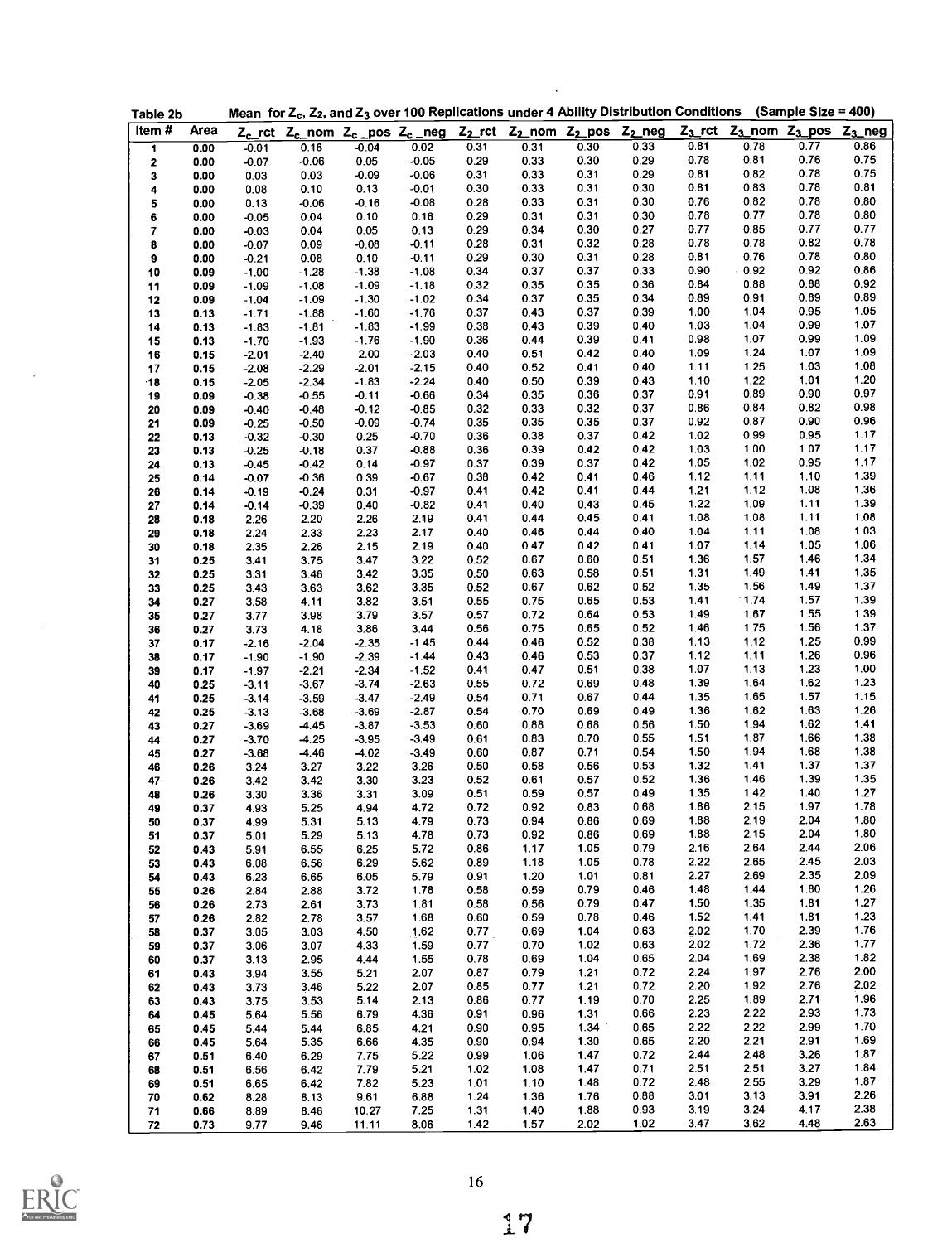Table 2b Mean for $Z_c$, $Z_2$, and $Z_3$ over 100 Replications under 4 Ability Distribution Conditions (Sample Size = 400)

| Item # | Area | $Z_c$_rct | $Z_c$_nom | $Z_c$_pos | $Z_c$_neg | $Z_2$_rct | $Z_2$_nom | $Z_2$_pos | $Z_2$_neg | $Z_3$_rct | $Z_3$_nom | $Z_3$_pos | $Z_3$_neg |
|---|---|---|---|---|---|---|---|---|---|---|---|---|---|
| 1 | 0.00 | -0.01 | 0.16 | -0.04 | 0.02 | 0.31 | 0.31 | 0.30 | 0.33 | 0.81 | 0.78 | 0.77 | 0.86 |
| 2 | 0.00 | -0.07 | -0.06 | 0.05 | -0.05 | 0.29 | 0.33 | 0.30 | 0.29 | 0.78 | 0.81 | 0.76 | 0.75 |
| 3 | 0.00 | 0.03 | 0.03 | -0.09 | -0.06 | 0.31 | 0.33 | 0.31 | 0.29 | 0.81 | 0.82 | 0.78 | 0.75 |
| 4 | 0.00 | 0.08 | 0.10 | 0.13 | -0.01 | 0.30 | 0.33 | 0.31 | 0.30 | 0.81 | 0.83 | 0.78 | 0.81 |
| 5 | 0.00 | 0.13 | -0.06 | -0.16 | -0.08 | 0.28 | 0.33 | 0.31 | 0.30 | 0.76 | 0.82 | 0.78 | 0.80 |
| 6 | 0.00 | -0.05 | 0.04 | 0.10 | 0.16 | 0.29 | 0.31 | 0.31 | 0.30 | 0.78 | 0.77 | 0.78 | 0.80 |
| 7 | 0.00 | -0.03 | 0.04 | 0.05 | 0.13 | 0.29 | 0.34 | 0.30 | 0.27 | 0.77 | 0.85 | 0.77 | 0.77 |
| 8 | 0.00 | -0.07 | 0.09 | -0.08 | -0.11 | 0.28 | 0.31 | 0.32 | 0.28 | 0.78 | 0.78 | 0.82 | 0.78 |
| 9 | 0.00 | -0.21 | 0.08 | 0.10 | -0.11 | 0.29 | 0.30 | 0.31 | 0.28 | 0.81 | 0.76 | 0.78 | 0.80 |
| 10 | 0.09 | -1.00 | -1.28 | -1.38 | -1.08 | 0.34 | 0.37 | 0.37 | 0.33 | 0.90 | 0.92 | 0.92 | 0.86 |
| 11 | 0.09 | -1.09 | -1.08 | -1.09 | -1.18 | 0.32 | 0.35 | 0.35 | 0.36 | 0.84 | 0.88 | 0.88 | 0.92 |
| 12 | 0.09 | -1.04 | -1.09 | -1.30 | -1.02 | 0.34 | 0.37 | 0.35 | 0.34 | 0.89 | 0.91 | 0.89 | 0.89 |
| 13 | 0.13 | -1.71 | -1.88 | -1.60 | -1.76 | 0.37 | 0.43 | 0.37 | 0.39 | 1.00 | 1.04 | 0.95 | 1.05 |
| 14 | 0.13 | -1.83 | -1.81 | -1.83 | -1.99 | 0.38 | 0.43 | 0.39 | 0.40 | 1.03 | 1.04 | 0.99 | 1.07 |
| 15 | 0.13 | -1.70 | -1.93 | -1.76 | -1.90 | 0.36 | 0.44 | 0.39 | 0.41 | 0.98 | 1.07 | 0.99 | 1.09 |
| 16 | 0.15 | -2.01 | -2.40 | -2.00 | -2.03 | 0.40 | 0.51 | 0.42 | 0.40 | 1.09 | 1.24 | 1.07 | 1.09 |
| 17 | 0.15 | -2.08 | -2.29 | -2.01 | -2.15 | 0.40 | 0.52 | 0.41 | 0.40 | 1.11 | 1.25 | 1.03 | 1.08 |
| 18 | 0.15 | -2.05 | -2.34 | -1.83 | -2.24 | 0.40 | 0.50 | 0.39 | 0.43 | 1.10 | 1.22 | 1.01 | 1.20 |
| 19 | 0.09 | -0.38 | -0.55 | -0.11 | -0.66 | 0.34 | 0.35 | 0.36 | 0.37 | 0.91 | 0.89 | 0.90 | 0.97 |
| 20 | 0.09 | -0.40 | -0.48 | -0.12 | -0.85 | 0.32 | 0.33 | 0.32 | 0.37 | 0.86 | 0.84 | 0.82 | 0.98 |
| 21 | 0.09 | -0.25 | -0.50 | -0.09 | -0.74 | 0.35 | 0.35 | 0.35 | 0.37 | 0.92 | 0.87 | 0.90 | 0.96 |
| 22 | 0.13 | -0.32 | -0.30 | 0.25 | -0.70 | 0.36 | 0.38 | 0.37 | 0.42 | 1.02 | 0.99 | 0.95 | 1.17 |
| 23 | 0.13 | -0.25 | -0.18 | 0.37 | -0.88 | 0.36 | 0.39 | 0.42 | 0.42 | 1.03 | 1.00 | 1.07 | 1.17 |
| 24 | 0.13 | -0.45 | -0.42 | 0.14 | -0.97 | 0.37 | 0.39 | 0.37 | 0.42 | 1.05 | 1.02 | 0.95 | 1.17 |
| 25 | 0.14 | -0.07 | -0.36 | 0.39 | -0.67 | 0.38 | 0.42 | 0.41 | 0.46 | 1.12 | 1.11 | 1.10 | 1.39 |
| 26 | 0.14 | -0.19 | -0.24 | 0.31 | -0.97 | 0.41 | 0.42 | 0.41 | 0.44 | 1.21 | 1.12 | 1.08 | 1.36 |
| 27 | 0.14 | -0.14 | -0.39 | 0.40 | -0.82 | 0.41 | 0.40 | 0.43 | 0.45 | 1.22 | 1.09 | 1.11 | 1.39 |
| 28 | 0.18 | 2.26 | 2.20 | 2.26 | 2.19 | 0.41 | 0.44 | 0.45 | 0.41 | 1.08 | 1.08 | 1.11 | 1.08 |
| 29 | 0.18 | 2.24 | 2.33 | 2.23 | 2.17 | 0.40 | 0.46 | 0.44 | 0.40 | 1.04 | 1.11 | 1.08 | 1.03 |
| 30 | 0.18 | 2.35 | 2.26 | 2.15 | 2.19 | 0.40 | 0.47 | 0.42 | 0.41 | 1.07 | 1.14 | 1.05 | 1.06 |
| 31 | 0.25 | 3.41 | 3.75 | 3.47 | 3.22 | 0.52 | 0.67 | 0.60 | 0.51 | 1.36 | 1.57 | 1.46 | 1.34 |
| 32 | 0.25 | 3.31 | 3.46 | 3.42 | 3.35 | 0.50 | 0.63 | 0.58 | 0.51 | 1.31 | 1.49 | 1.41 | 1.35 |
| 33 | 0.25 | 3.43 | 3.63 | 3.62 | 3.35 | 0.52 | 0.67 | 0.62 | 0.52 | 1.35 | 1.56 | 1.49 | 1.37 |
| 34 | 0.27 | 3.58 | 4.11 | 3.82 | 3.51 | 0.55 | 0.75 | 0.65 | 0.53 | 1.41 | 1.74 | 1.57 | 1.39 |
| 35 | 0.27 | 3.77 | 3.98 | 3.79 | 3.57 | 0.57 | 0.72 | 0.64 | 0.53 | 1.49 | 1.67 | 1.55 | 1.39 |
| 36 | 0.27 | 3.73 | 4.18 | 3.86 | 3.44 | 0.56 | 0.75 | 0.65 | 0.52 | 1.46 | 1.75 | 1.56 | 1.37 |
| 37 | 0.17 | -2.16 | -2.04 | -2.35 | -1.45 | 0.44 | 0.46 | 0.52 | 0.38 | 1.13 | 1.12 | 1.25 | 0.99 |
| 38 | 0.17 | -1.90 | -1.90 | -2.39 | -1.44 | 0.43 | 0.46 | 0.53 | 0.37 | 1.12 | 1.11 | 1.26 | 0.96 |
| 39 | 0.17 | -1.97 | -2.21 | -2.34 | -1.52 | 0.41 | 0.47 | 0.51 | 0.38 | 1.07 | 1.13 | 1.23 | 1.00 |
| 40 | 0.25 | -3.11 | -3.67 | -3.74 | -2.63 | 0.55 | 0.72 | 0.69 | 0.48 | 1.39 | 1.64 | 1.62 | 1.23 |
| 41 | 0.25 | -3.14 | -3.59 | -3.47 | -2.49 | 0.54 | 0.71 | 0.67 | 0.44 | 1.35 | 1.65 | 1.57 | 1.15 |
| 42 | 0.25 | -3.13 | -3.68 | -3.69 | -2.87 | 0.54 | 0.70 | 0.69 | 0.49 | 1.36 | 1.62 | 1.63 | 1.26 |
| 43 | 0.27 | -3.69 | -4.45 | -3.87 | -3.53 | 0.60 | 0.88 | 0.68 | 0.56 | 1.50 | 1.94 | 1.62 | 1.41 |
| 44 | 0.27 | -3.70 | -4.25 | -3.95 | -3.49 | 0.61 | 0.83 | 0.70 | 0.55 | 1.51 | 1.87 | 1.66 | 1.38 |
| 45 | 0.27 | -3.68 | -4.46 | -4.02 | -3.49 | 0.60 | 0.87 | 0.71 | 0.54 | 1.50 | 1.94 | 1.68 | 1.38 |
| 46 | 0.26 | 3.24 | 3.27 | 3.22 | 3.26 | 0.50 | 0.58 | 0.56 | 0.53 | 1.32 | 1.41 | 1.37 | 1.37 |
| 47 | 0.26 | 3.42 | 3.42 | 3.30 | 3.23 | 0.52 | 0.61 | 0.57 | 0.52 | 1.36 | 1.46 | 1.39 | 1.35 |
| 48 | 0.26 | 3.30 | 3.36 | 3.31 | 3.09 | 0.51 | 0.59 | 0.57 | 0.49 | 1.35 | 1.42 | 1.40 | 1.27 |
| 49 | 0.37 | 4.93 | 5.25 | 4.94 | 4.72 | 0.72 | 0.92 | 0.83 | 0.68 | 1.86 | 2.15 | 1.97 | 1.78 |
| 50 | 0.37 | 4.99 | 5.31 | 5.13 | 4.79 | 0.73 | 0.94 | 0.86 | 0.69 | 1.88 | 2.19 | 2.04 | 1.80 |
| 51 | 0.37 | 5.01 | 5.29 | 5.13 | 4.78 | 0.73 | 0.92 | 0.86 | 0.69 | 1.88 | 2.15 | 2.04 | 1.80 |
| 52 | 0.43 | 5.91 | 6.55 | 6.25 | 5.72 | 0.86 | 1.17 | 1.05 | 0.79 | 2.16 | 2.64 | 2.44 | 2.06 |
| 53 | 0.43 | 6.08 | 6.56 | 6.29 | 5.62 | 0.89 | 1.18 | 1.05 | 0.78 | 2.22 | 2.65 | 2.45 | 2.03 |
| 54 | 0.43 | 6.23 | 6.65 | 6.05 | 5.79 | 0.91 | 1.20 | 1.01 | 0.81 | 2.27 | 2.69 | 2.35 | 2.09 |
| 55 | 0.26 | 2.84 | 2.88 | 3.72 | 1.78 | 0.58 | 0.59 | 0.79 | 0.46 | 1.48 | 1.44 | 1.80 | 1.26 |
| 56 | 0.26 | 2.73 | 2.61 | 3.73 | 1.81 | 0.58 | 0.56 | 0.79 | 0.47 | 1.50 | 1.35 | 1.81 | 1.27 |
| 57 | 0.26 | 2.82 | 2.78 | 3.57 | 1.68 | 0.60 | 0.59 | 0.78 | 0.46 | 1.52 | 1.41 | 1.81 | 1.23 |
| 58 | 0.37 | 3.05 | 3.03 | 4.50 | 1.62 | 0.77 | 0.69 | 1.04 | 0.63 | 2.02 | 1.70 | 2.39 | 1.76 |
| 59 | 0.37 | 3.06 | 3.07 | 4.33 | 1.59 | 0.77 | 0.70 | 1.02 | 0.63 | 2.02 | 1.72 | 2.36 | 1.77 |
| 60 | 0.37 | 3.13 | 2.95 | 4.44 | 1.55 | 0.78 | 0.69 | 1.04 | 0.65 | 2.04 | 1.69 | 2.38 | 1.82 |
| 61 | 0.43 | 3.94 | 3.55 | 5.21 | 2.07 | 0.87 | 0.79 | 1.21 | 0.72 | 2.24 | 1.97 | 2.76 | 2.00 |
| 62 | 0.43 | 3.73 | 3.46 | 5.22 | 2.07 | 0.85 | 0.77 | 1.21 | 0.72 | 2.20 | 1.92 | 2.76 | 2.02 |
| 63 | 0.43 | 3.75 | 3.53 | 5.14 | 2.13 | 0.86 | 0.77 | 1.19 | 0.70 | 2.25 | 1.89 | 2.71 | 1.96 |
| 64 | 0.45 | 5.64 | 5.56 | 6.79 | 4.36 | 0.91 | 0.96 | 1.31 | 0.66 | 2.23 | 2.22 | 2.93 | 1.73 |
| 65 | 0.45 | 5.44 | 5.44 | 6.85 | 4.21 | 0.90 | 0.95 | 1.34 | 0.65 | 2.22 | 2.22 | 2.99 | 1.70 |
| 66 | 0.45 | 5.64 | 5.35 | 6.66 | 4.35 | 0.90 | 0.94 | 1.30 | 0.65 | 2.20 | 2.21 | 2.91 | 1.69 |
| 67 | 0.51 | 6.40 | 6.29 | 7.75 | 5.22 | 0.99 | 1.06 | 1.47 | 0.72 | 2.44 | 2.48 | 3.26 | 1.87 |
| 68 | 0.51 | 6.56 | 6.42 | 7.79 | 5.21 | 1.02 | 1.08 | 1.47 | 0.71 | 2.51 | 2.51 | 3.27 | 1.84 |
| 69 | 0.51 | 6.65 | 6.42 | 7.82 | 5.23 | 1.01 | 1.10 | 1.48 | 0.72 | 2.48 | 2.55 | 3.29 | 1.87 |
| 70 | 0.62 | 8.28 | 8.13 | 9.61 | 6.88 | 1.24 | 1.36 | 1.76 | 0.88 | 3.01 | 3.13 | 3.91 | 2.26 |
| 71 | 0.66 | 8.89 | 8.46 | 10.27 | 7.25 | 1.31 | 1.40 | 1.88 | 0.93 | 3.19 | 3.24 | 4.17 | 2.38 |
| 72 | 0.73 | 9.77 | 9.46 | 11.11 | 8.06 | 1.42 | 1.57 | 2.02 | 1.02 | 3.47 | 3.62 | 4.48 | 2.63 |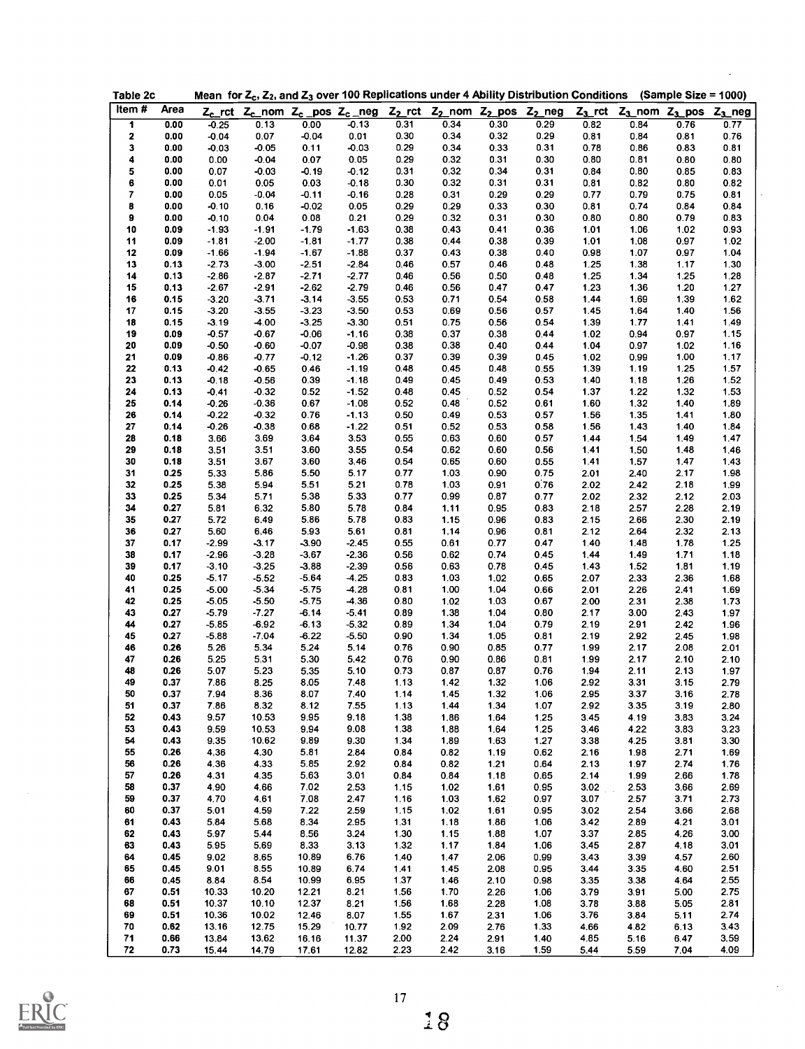Table 2c Mean for $Z_c$, $Z_2$, and $Z_3$ over 100 Replications under 4 Ability Distribution Conditions (Sample Size = 1000)

| Item # | Area | $Z_c$_rct | $Z_c$_nom | $Z_c$_pos | $Z_c$_neg | $Z_2$_rct | $Z_2$_nom | $Z_2$_pos | $Z_2$_neg | $Z_3$_rct | $Z_3$_nom | $Z_3$_pos | $Z_3$_neg |
|---|---|---|---|---|---|---|---|---|---|---|---|---|---|
| 1 | 0.00 | -0.25 | 0.13 | 0.00 | -0.13 | 0.31 | 0.34 | 0.30 | 0.29 | 0.82 | 0.84 | 0.76 | 0.77 |
| 2 | 0.00 | -0.04 | 0.07 | -0.04 | 0.01 | 0.30 | 0.34 | 0.32 | 0.29 | 0.81 | 0.84 | 0.81 | 0.76 |
| 3 | 0.00 | -0.03 | -0.05 | 0.11 | -0.03 | 0.29 | 0.34 | 0.33 | 0.31 | 0.78 | 0.86 | 0.83 | 0.81 |
| 4 | 0.00 | 0.00 | -0.04 | 0.07 | 0.05 | 0.29 | 0.32 | 0.31 | 0.30 | 0.80 | 0.81 | 0.80 | 0.80 |
| 5 | 0.00 | 0.07 | -0.03 | -0.19 | -0.12 | 0.31 | 0.32 | 0.34 | 0.31 | 0.84 | 0.80 | 0.85 | 0.83 |
| 6 | 0.00 | 0.01 | 0.05 | 0.03 | -0.18 | 0.30 | 0.32 | 0.31 | 0.31 | 0.81 | 0.82 | 0.80 | 0.82 |
| 7 | 0.00 | 0.05 | -0.04 | -0.11 | -0.16 | 0.28 | 0.31 | 0.29 | 0.29 | 0.77 | 0.79 | 0.75 | 0.81 |
| 8 | 0.00 | -0.10 | 0.16 | -0.02 | 0.05 | 0.29 | 0.29 | 0.33 | 0.30 | 0.81 | 0.74 | 0.84 | 0.84 |
| 9 | 0.00 | -0.10 | 0.04 | 0.08 | 0.21 | 0.29 | 0.32 | 0.31 | 0.30 | 0.80 | 0.80 | 0.79 | 0.83 |
| 10 | 0.09 | -1.93 | -1.91 | -1.79 | -1.63 | 0.38 | 0.43 | 0.41 | 0.36 | 1.01 | 1.06 | 1.02 | 0.93 |
| 11 | 0.09 | -1.81 | -2.00 | -1.81 | -1.77 | 0.38 | 0.44 | 0.38 | 0.39 | 1.01 | 1.08 | 0.97 | 1.02 |
| 12 | 0.09 | -1.66 | -1.94 | -1.67 | -1.88 | 0.37 | 0.43 | 0.38 | 0.40 | 0.98 | 1.07 | 0.97 | 1.04 |
| 13 | 0.13 | -2.73 | -3.00 | -2.51 | -2.84 | 0.46 | 0.57 | 0.46 | 0.48 | 1.25 | 1.38 | 1.17 | 1.30 |
| 14 | 0.13 | -2.86 | -2.87 | -2.71 | -2.77 | 0.46 | 0.56 | 0.50 | 0.48 | 1.25 | 1.34 | 1.25 | 1.28 |
| 15 | 0.13 | -2.67 | -2.91 | -2.62 | -2.79 | 0.46 | 0.56 | 0.47 | 0.47 | 1.23 | 1.36 | 1.20 | 1.27 |
| 16 | 0.15 | -3.20 | -3.71 | -3.14 | -3.55 | 0.53 | 0.71 | 0.54 | 0.58 | 1.44 | 1.69 | 1.39 | 1.62 |
| 17 | 0.15 | -3.20 | -3.55 | -3.23 | -3.50 | 0.53 | 0.69 | 0.56 | 0.57 | 1.45 | 1.64 | 1.40 | 1.56 |
| 18 | 0.15 | -3.19 | -4.00 | -3.25 | -3.30 | 0.51 | 0.75 | 0.56 | 0.54 | 1.39 | 1.77 | 1.41 | 1.49 |
| 19 | 0.09 | -0.57 | -0.67 | -0.06 | -1.16 | 0.38 | 0.37 | 0.38 | 0.44 | 1.02 | 0.94 | 0.97 | 1.15 |
| 20 | 0.09 | -0.50 | -0.60 | -0.07 | -0.98 | 0.38 | 0.38 | 0.40 | 0.44 | 1.04 | 0.97 | 1.02 | 1.16 |
| 21 | 0.09 | -0.86 | -0.77 | -0.12 | -1.26 | 0.37 | 0.39 | 0.39 | 0.45 | 1.02 | 0.99 | 1.00 | 1.17 |
| 22 | 0.13 | -0.42 | -0.65 | 0.46 | -1.19 | 0.48 | 0.45 | 0.48 | 0.55 | 1.39 | 1.19 | 1.25 | 1.57 |
| 23 | 0.13 | -0.18 | -0.56 | 0.39 | -1.18 | 0.49 | 0.45 | 0.49 | 0.53 | 1.40 | 1.18 | 1.26 | 1.52 |
| 24 | 0.13 | -0.41 | -0.32 | 0.52 | -1.52 | 0.48 | 0.45 | 0.52 | 0.54 | 1.37 | 1.22 | 1.32 | 1.53 |
| 25 | 0.14 | -0.26 | -0.36 | 0.67 | -1.08 | 0.52 | 0.48 | 0.52 | 0.61 | 1.60 | 1.32 | 1.40 | 1.89 |
| 26 | 0.14 | -0.22 | -0.32 | 0.76 | -1.13 | 0.50 | 0.49 | 0.53 | 0.57 | 1.56 | 1.35 | 1.41 | 1.80 |
| 27 | 0.14 | -0.26 | -0.38 | 0.68 | -1.22 | 0.51 | 0.52 | 0.53 | 0.58 | 1.56 | 1.43 | 1.40 | 1.84 |
| 28 | 0.18 | 3.66 | 3.69 | 3.64 | 3.53 | 0.55 | 0.63 | 0.60 | 0.57 | 1.44 | 1.54 | 1.49 | 1.47 |
| 29 | 0.18 | 3.51 | 3.51 | 3.60 | 3.55 | 0.54 | 0.62 | 0.60 | 0.56 | 1.41 | 1.50 | 1.48 | 1.46 |
| 30 | 0.18 | 3.51 | 3.67 | 3.60 | 3.46 | 0.54 | 0.65 | 0.60 | 0.55 | 1.41 | 1.57 | 1.47 | 1.43 |
| 31 | 0.25 | 5.33 | 5.86 | 5.50 | 5.17 | 0.77 | 1.03 | 0.90 | 0.75 | 2.01 | 2.40 | 2.17 | 1.98 |
| 32 | 0.25 | 5.38 | 5.94 | 5.51 | 5.21 | 0.78 | 1.03 | 0.91 | 0.76 | 2.02 | 2.42 | 2.18 | 1.99 |
| 33 | 0.25 | 5.34 | 5.71 | 5.38 | 5.33 | 0.77 | 0.99 | 0.87 | 0.77 | 2.02 | 2.32 | 2.12 | 2.03 |
| 34 | 0.27 | 5.81 | 6.32 | 5.80 | 5.78 | 0.84 | 1.11 | 0.95 | 0.83 | 2.18 | 2.57 | 2.28 | 2.19 |
| 35 | 0.27 | 5.72 | 6.49 | 5.86 | 5.78 | 0.83 | 1.15 | 0.96 | 0.83 | 2.15 | 2.66 | 2.30 | 2.19 |
| 36 | 0.27 | 5.60 | 6.46 | 5.93 | 5.61 | 0.81 | 1.14 | 0.96 | 0.81 | 2.12 | 2.64 | 2.32 | 2.13 |
| 37 | 0.17 | -2.99 | -3.17 | -3.90 | -2.45 | 0.55 | 0.61 | 0.77 | 0.47 | 1.40 | 1.48 | 1.78 | 1.25 |
| 38 | 0.17 | -2.96 | -3.28 | -3.67 | -2.36 | 0.56 | 0.62 | 0.74 | 0.45 | 1.44 | 1.49 | 1.71 | 1.18 |
| 39 | 0.17 | -3.10 | -3.25 | -3.88 | -2.39 | 0.56 | 0.63 | 0.78 | 0.45 | 1.43 | 1.52 | 1.81 | 1.19 |
| 40 | 0.25 | -5.17 | -5.52 | -5.64 | -4.25 | 0.83 | 1.03 | 1.02 | 0.65 | 2.07 | 2.33 | 2.36 | 1.68 |
| 41 | 0.25 | -5.00 | -5.34 | -5.75 | -4.28 | 0.81 | 1.00 | 1.04 | 0.66 | 2.01 | 2.26 | 2.41 | 1.69 |
| 42 | 0.25 | -5.05 | -5.50 | -5.75 | -4.36 | 0.80 | 1.02 | 1.03 | 0.67 | 2.00 | 2.31 | 2.38 | 1.73 |
| 43 | 0.27 | -5.79 | -7.27 | -6.14 | -5.41 | 0.89 | 1.38 | 1.04 | 0.80 | 2.17 | 3.00 | 2.43 | 1.97 |
| 44 | 0.27 | -5.85 | -6.92 | -6.13 | -5.32 | 0.89 | 1.34 | 1.04 | 0.79 | 2.19 | 2.91 | 2.42 | 1.96 |
| 45 | 0.27 | -5.88 | -7.04 | -6.22 | -5.50 | 0.90 | 1.34 | 1.05 | 0.81 | 2.19 | 2.92 | 2.45 | 1.98 |
| 46 | 0.26 | 5.26 | 5.34 | 5.24 | 5.14 | 0.76 | 0.90 | 0.85 | 0.77 | 1.99 | 2.17 | 2.08 | 2.01 |
| 47 | 0.26 | 5.25 | 5.31 | 5.30 | 5.42 | 0.76 | 0.90 | 0.86 | 0.81 | 1.99 | 2.17 | 2.10 | 2.10 |
| 48 | 0.26 | 5.07 | 5.23 | 5.35 | 5.10 | 0.73 | 0.87 | 0.87 | 0.76 | 1.94 | 2.11 | 2.13 | 1.97 |
| 49 | 0.37 | 7.86 | 8.25 | 8.05 | 7.48 | 1.13 | 1.42 | 1.32 | 1.06 | 2.92 | 3.31 | 3.15 | 2.79 |
| 50 | 0.37 | 7.94 | 8.36 | 8.07 | 7.40 | 1.14 | 1.45 | 1.32 | 1.06 | 2.95 | 3.37 | 3.16 | 2.78 |
| 51 | 0.37 | 7.86 | 8.32 | 8.12 | 7.55 | 1.13 | 1.44 | 1.34 | 1.07 | 2.92 | 3.35 | 3.19 | 2.80 |
| 52 | 0.43 | 9.57 | 10.53 | 9.95 | 9.18 | 1.38 | 1.86 | 1.64 | 1.25 | 3.45 | 4.19 | 3.83 | 3.24 |
| 53 | 0.43 | 9.59 | 10.53 | 9.94 | 9.08 | 1.38 | 1.88 | 1.64 | 1.25 | 3.46 | 4.22 | 3.83 | 3.23 |
| 54 | 0.43 | 9.35 | 10.62 | 9.89 | 9.30 | 1.34 | 1.89 | 1.63 | 1.27 | 3.38 | 4.25 | 3.81 | 3.30 |
| 55 | 0.26 | 4.36 | 4.30 | 5.81 | 2.84 | 0.84 | 0.82 | 1.19 | 0.62 | 2.16 | 1.98 | 2.71 | 1.69 |
| 56 | 0.26 | 4.36 | 4.33 | 5.85 | 2.92 | 0.84 | 0.82 | 1.21 | 0.64 | 2.13 | 1.97 | 2.74 | 1.76 |
| 57 | 0.26 | 4.31 | 4.35 | 5.63 | 3.01 | 0.84 | 0.84 | 1.18 | 0.65 | 2.14 | 1.99 | 2.66 | 1.78 |
| 58 | 0.37 | 4.90 | 4.66 | 7.02 | 2.53 | 1.15 | 1.02 | 1.61 | 0.95 | 3.02 | 2.53 | 3.66 | 2.69 |
| 59 | 0.37 | 4.70 | 4.61 | 7.08 | 2.47 | 1.16 | 1.03 | 1.62 | 0.97 | 3.07 | 2.57 | 3.71 | 2.73 |
| 60 | 0.37 | 5.01 | 4.59 | 7.22 | 2.59 | 1.15 | 1.02 | 1.61 | 0.95 | 3.02 | 2.54 | 3.66 | 2.68 |
| 61 | 0.43 | 5.84 | 5.68 | 8.34 | 2.95 | 1.31 | 1.18 | 1.86 | 1.06 | 3.42 | 2.89 | 4.21 | 3.01 |
| 62 | 0.43 | 5.97 | 5.44 | 8.56 | 3.24 | 1.30 | 1.15 | 1.88 | 1.07 | 3.37 | 2.85 | 4.26 | 3.00 |
| 63 | 0.43 | 5.95 | 5.69 | 8.33 | 3.13 | 1.32 | 1.17 | 1.84 | 1.06 | 3.45 | 2.87 | 4.18 | 3.01 |
| 64 | 0.45 | 9.02 | 8.65 | 10.89 | 6.76 | 1.40 | 1.47 | 2.06 | 0.99 | 3.43 | 3.39 | 4.57 | 2.60 |
| 65 | 0.45 | 9.01 | 8.55 | 10.89 | 6.74 | 1.41 | 1.45 | 2.08 | 0.95 | 3.44 | 3.35 | 4.60 | 2.51 |
| 66 | 0.45 | 8.84 | 8.54 | 10.99 | 6.95 | 1.37 | 1.46 | 2.10 | 0.98 | 3.35 | 3.38 | 4.64 | 2.55 |
| 67 | 0.51 | 10.33 | 10.20 | 12.21 | 8.21 | 1.56 | 1.70 | 2.26 | 1.06 | 3.79 | 3.91 | 5.00 | 2.75 |
| 68 | 0.51 | 10.37 | 10.10 | 12.37 | 8.21 | 1.56 | 1.68 | 2.28 | 1.08 | 3.78 | 3.88 | 5.05 | 2.81 |
| 69 | 0.51 | 10.36 | 10.02 | 12.46 | 8.07 | 1.55 | 1.67 | 2.31 | 1.06 | 3.76 | 3.84 | 5.11 | 2.74 |
| 70 | 0.62 | 13.16 | 12.75 | 15.29 | 10.77 | 1.92 | 2.09 | 2.76 | 1.33 | 4.66 | 4.82 | 6.13 | 3.43 |
| 71 | 0.66 | 13.84 | 13.62 | 16.16 | 11.37 | 2.00 | 2.24 | 2.91 | 1.40 | 4.85 | 5.16 | 6.47 | 3.59 |
| 72 | 0.73 | 15.44 | 14.79 | 17.61 | 12.82 | 2.23 | 2.42 | 3.16 | 1.59 | 5.44 | 5.59 | 7.04 | 4.09 |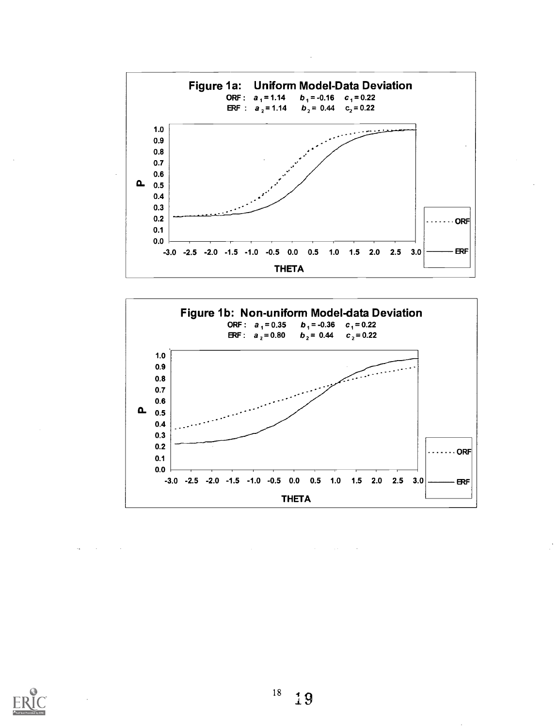**Figure 1a: Uniform Model-Data Deviation**

ORF: $a_1 = 1.14$ $b_1 = -0.16$ $c_1 = 0.22$

ERF: $a_2 = 1.14$ $b_2 = 0.44$ $c_2 = 0.22$

**Figure 1b: Non-uniform Model-data Deviation**

ORF: $a_1 = 0.35$ $b_1 = -0.36$ $c_1 = 0.22$

ERF: $a_2 = 0.80$ $b_2 = 0.44$ $c_2 = 0.22$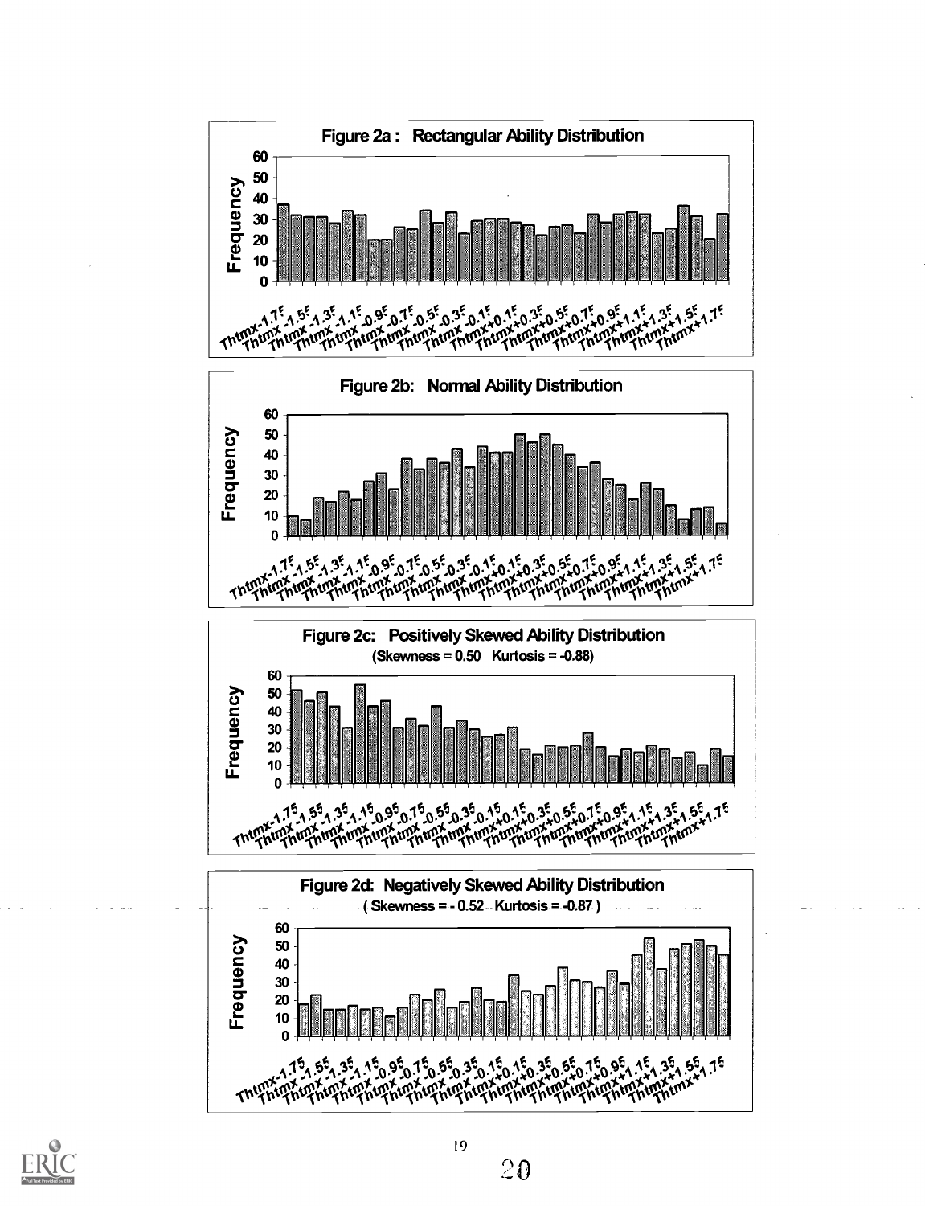**Figure 2a : Rectangular Ability Distribution**

**Figure 2b: Normal Ability Distribution**

**Figure 2c: Positively Skewed Ability Distribution**
(Skewness = 0.50 Kurtosis = -0.88)

**Figure 2d: Negatively Skewed Ability Distribution**
( Skewness = - 0.52 Kurtosis = -0.87 )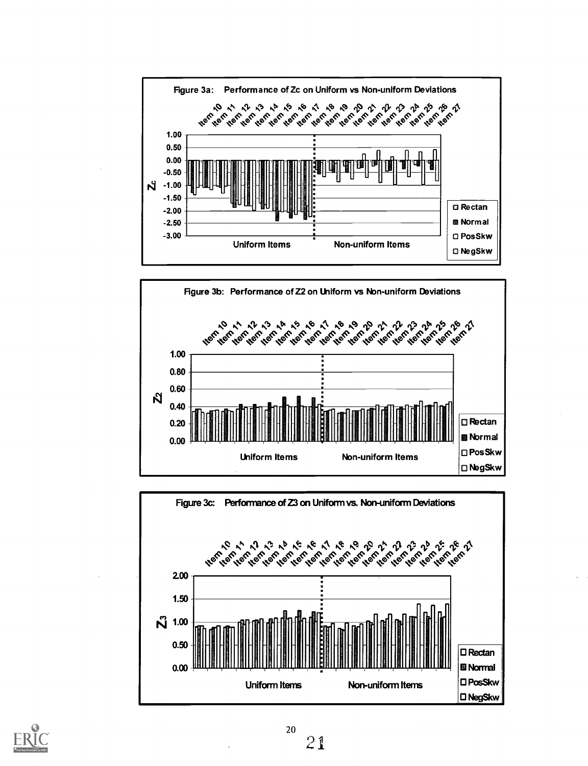Figure 3a: Performance of Zc on Uniform vs Non-uniform Deviations

Figure 3b: Performance of Z2 on Uniform vs Non-uniform Deviations

Figure 3c: Performance of Z3 on Uniform vs. Non-uniform Deviations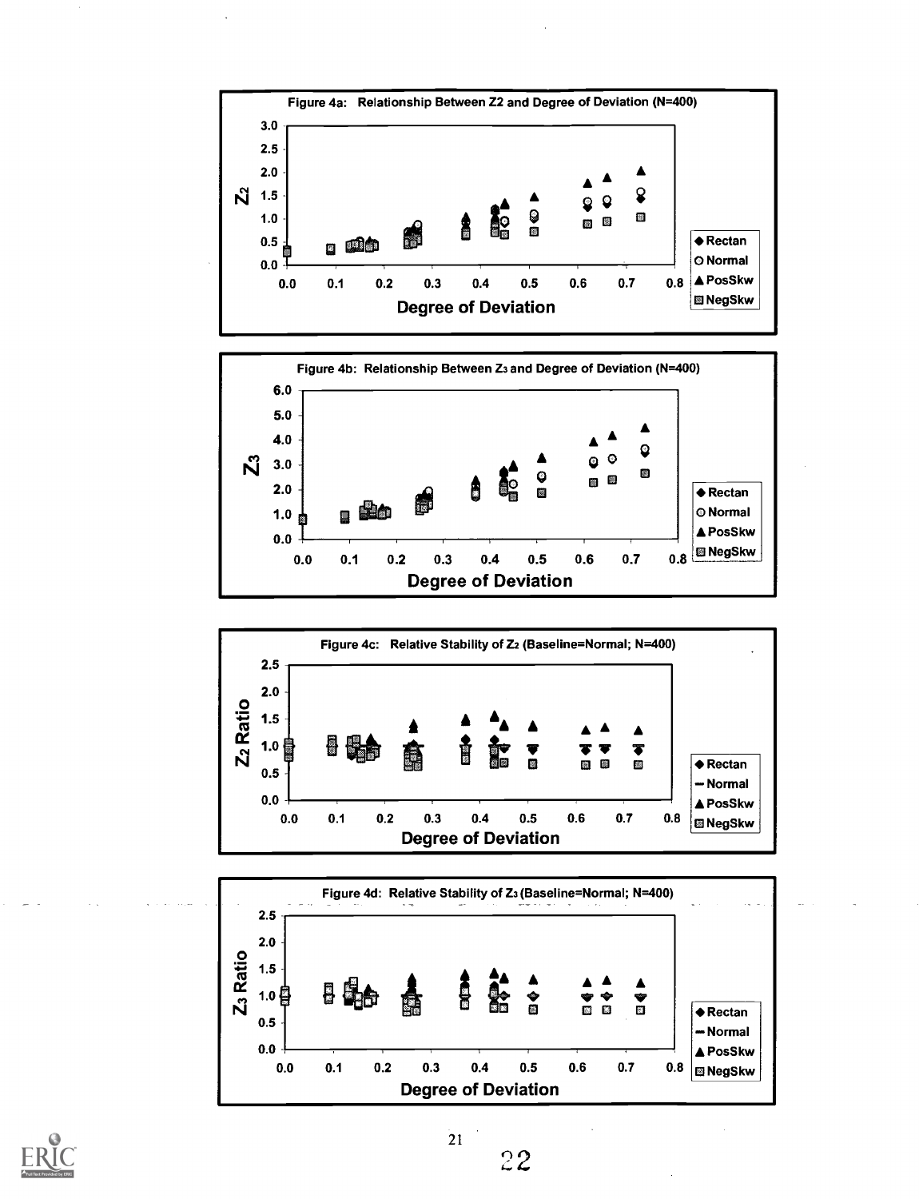Figure 4a: Relationship Between Z2 and Degree of Deviation (N=400)

Figure 4b: Relationship Between $Z_3$ and Degree of Deviation (N=400)

Figure 4c: Relative Stability of $Z_2$ (Baseline=Normal; N=400)

Figure 4d: Relative Stability of $Z_3$ (Baseline=Normal; N=400)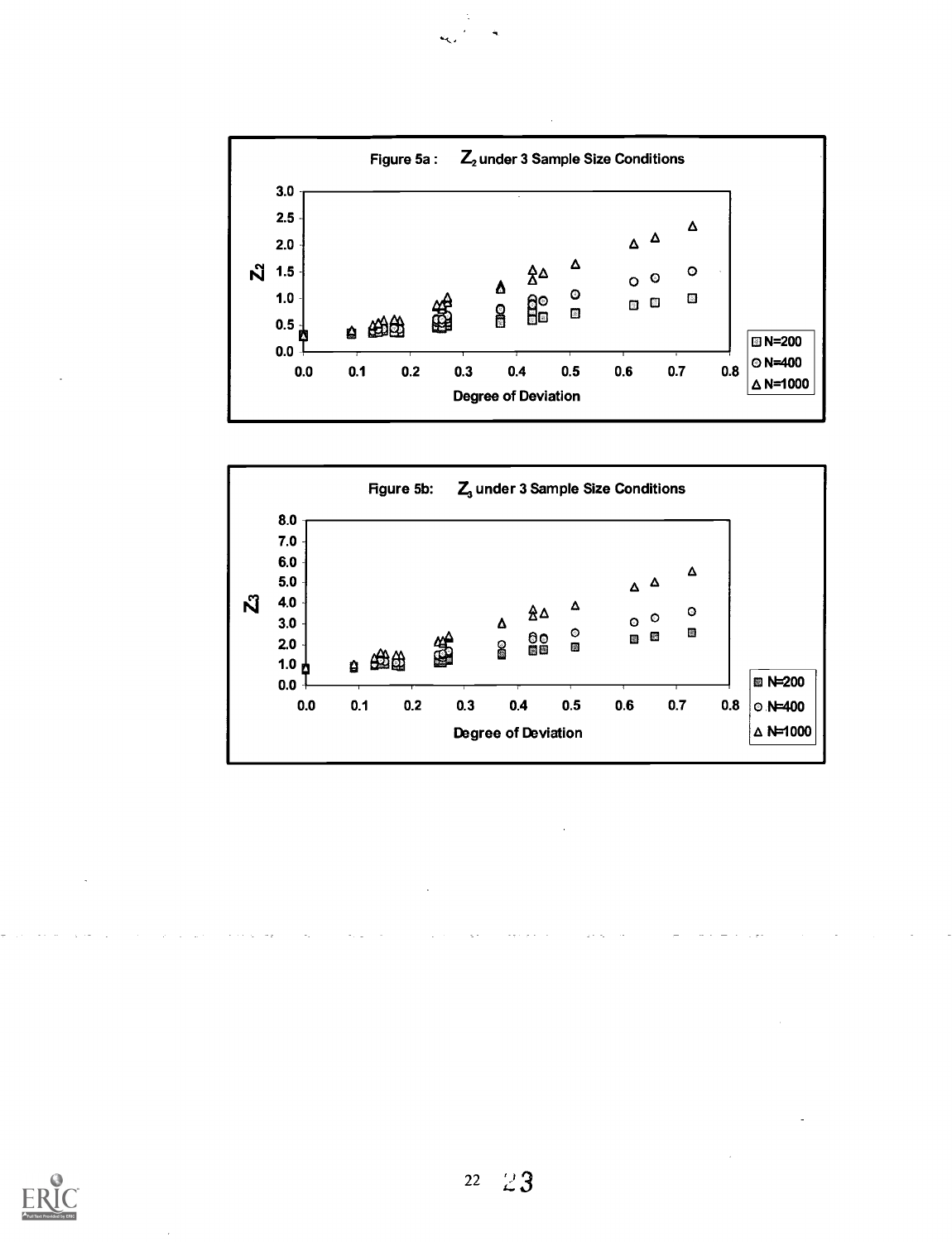Figure 5a: $Z_2$ under 3 Sample Size Conditions

Figure 5b: $Z_3$ under 3 Sample Size Conditions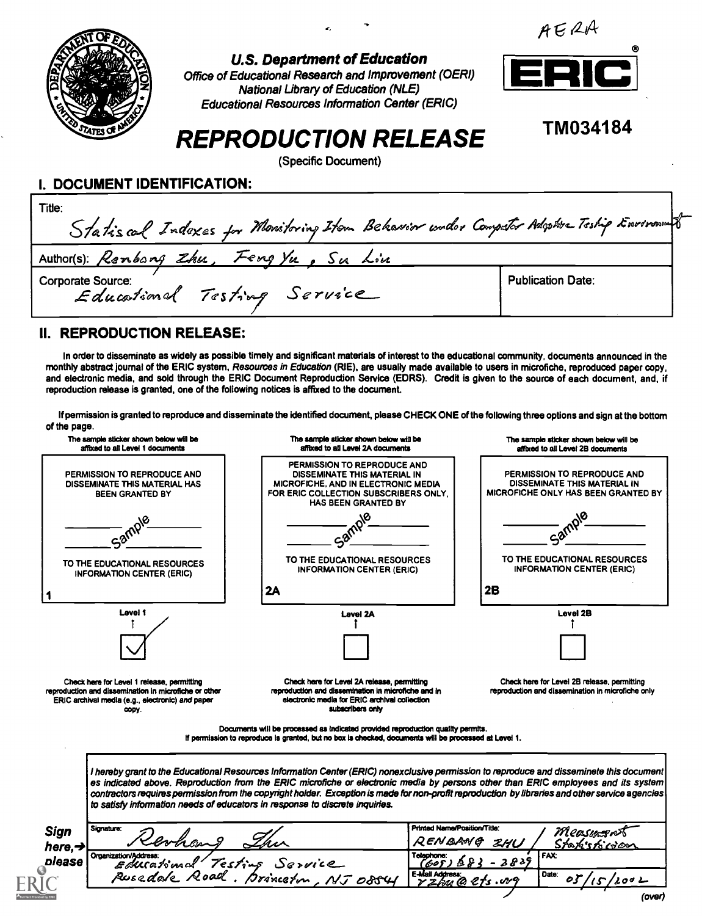AERA

**U.S. Department of Education**
*Office of Educational Research and Improvement (OERI)*
*National Library of Education (NLE)*
*Educational Resources Information Center (ERIC)*

ERIC®

TM034184

# REPRODUCTION RELEASE

(Specific Document)

## I. DOCUMENT IDENTIFICATION:

| | |
|---|---|
| Title: Statiscal Indexes for Monitoring Item Behavior under Computer Adaptive Testing Environment | |
| Author(s): Renbang Zhu, Feng Yu, Su Liu | |
| Corporate Source: Educational Testing Service | Publication Date: |

## II. REPRODUCTION RELEASE:

In order to disseminate as widely as possible timely and significant materials of interest to the educational community, documents announced in the monthly abstract journal of the ERIC system, *Resources in Education* (RIE), are usually made available to users in microfiche, reproduced paper copy, and electronic media, and sold through the ERIC Document Reproduction Service (EDRS). Credit is given to the source of each document, and, if reproduction release is granted, one of the following notices is affixed to the document.

If permission is granted to reproduce and disseminate the identified document, please CHECK ONE of the following three options and sign at the bottom of the page.

| The sample sticker shown below will be affixed to all Level 1 documents | The sample sticker shown below will be affixed to all Level 2A documents | The sample sticker shown below will be affixed to all Level 2B documents |
|---|---|---|
| PERMISSION TO REPRODUCE AND DISSEMINATE THIS MATERIAL HAS BEEN GRANTED BY Sample TO THE EDUCATIONAL RESOURCES INFORMATION CENTER (ERIC) | PERMISSION TO REPRODUCE AND DISSEMINATE THIS MATERIAL IN MICROFICHE, AND IN ELECTRONIC MEDIA FOR ERIC COLLECTION SUBSCRIBERS ONLY, HAS BEEN GRANTED BY Sample TO THE EDUCATIONAL RESOURCES INFORMATION CENTER (ERIC) | PERMISSION TO REPRODUCE AND DISSEMINATE THIS MATERIAL IN MICROFICHE ONLY HAS BEEN GRANTED BY Sample TO THE EDUCATIONAL RESOURCES INFORMATION CENTER (ERIC) |
| 1 | 2A | 2B |
| Level 1 ☑ | Level 2A ☐ | Level 2B ☐ |
| Check here for Level 1 release, permitting reproduction and dissemination in microfiche or other ERIC archival media (e.g., electronic) *and* paper copy. | Check here for Level 2A release, permitting reproduction and dissemination in microfiche and in electronic media for ERIC archival collection subscribers only | Check here for Level 2B release, permitting reproduction and dissemination in microfiche only |

Documents will be processed as indicated provided reproduction quality permits.
If permission to reproduce is granted, but no box is checked, documents will be processed at Level 1.

*I hereby grant to the Educational Resources Information Center (ERIC) nonexclusive permission to reproduce and disseminate this document as indicated above. Reproduction from the ERIC microfiche or electronic media by persons other than ERIC employees and its system contractors requires permission from the copyright holder. Exception is made for non-profit reproduction by libraries and other service agencies to satisfy information needs of educators in response to discrete inquiries.*

**Sign here, → please**

| | | |
|---|---|---|
| Signature: Renbang Zhu | Printed Name/Position/Title: RENBANG ZHU / Measurement Statistician | |
| Organization/Address: Educational Testing Service, Rosedale Road. Princeton, NJ 08541 | Telephone: (609) 683-2829 | FAX: |
| | E-Mail Address: rzhu@ets.org | Date: 05/15/2002 |

(over)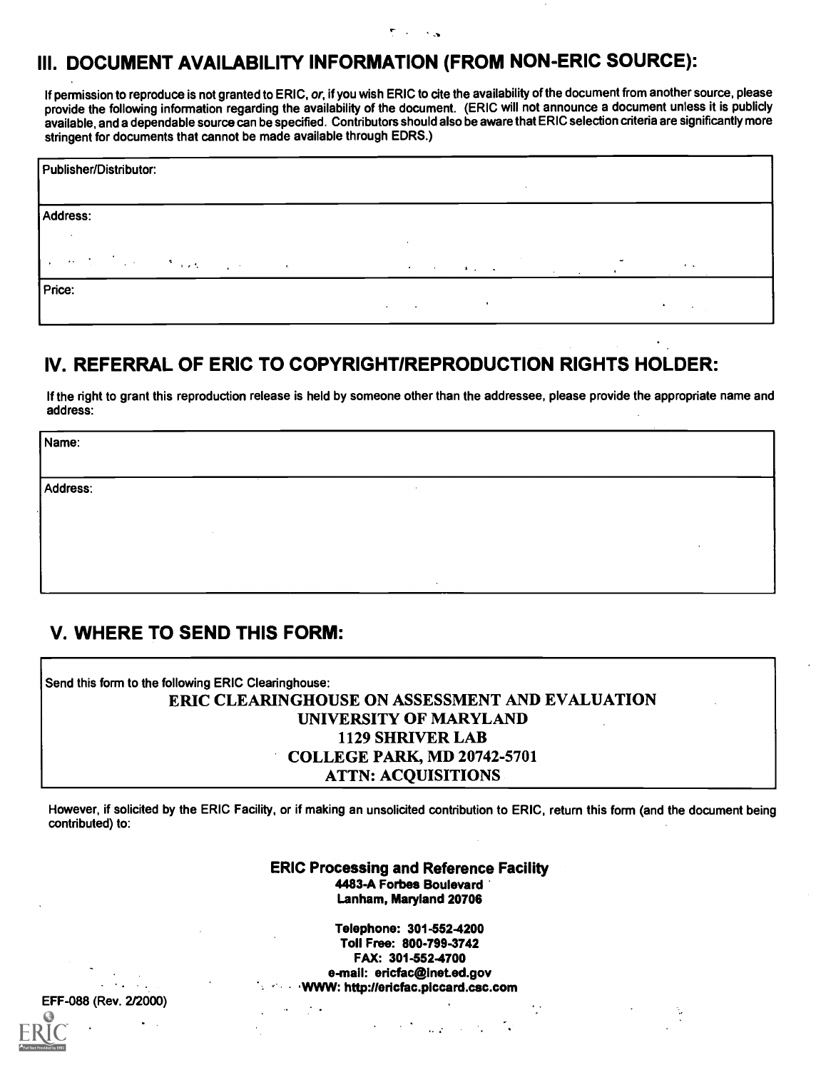## III. DOCUMENT AVAILABILITY INFORMATION (FROM NON-ERIC SOURCE):

If permission to reproduce is not granted to ERIC, *or*, if you wish ERIC to cite the availability of the document from another source, please provide the following information regarding the availability of the document. (ERIC will not announce a document unless it is publicly available, and a dependable source can be specified. Contributors should also be aware that ERIC selection criteria are significantly more stringent for documents that cannot be made available through EDRS.)

| |
|---|
| Publisher/Distributor: |
| Address: |
| Price: |

## IV. REFERRAL OF ERIC TO COPYRIGHT/REPRODUCTION RIGHTS HOLDER:

If the right to grant this reproduction release is held by someone other than the addressee, please provide the appropriate name and address:

| |
|---|
| Name: |
| Address: |

## V. WHERE TO SEND THIS FORM:

Send this form to the following ERIC Clearinghouse:

**ERIC CLEARINGHOUSE ON ASSESSMENT AND EVALUATION**
**UNIVERSITY OF MARYLAND**
**1129 SHRIVER LAB**
**COLLEGE PARK, MD 20742-5701**
**ATTN: ACQUISITIONS**

However, if solicited by the ERIC Facility, or if making an unsolicited contribution to ERIC, return this form (and the document being contributed) to:

**ERIC Processing and Reference Facility**
**4483-A Forbes Boulevard**
**Lanham, Maryland 20706**

**Telephone: 301-552-4200**
**Toll Free: 800-799-3742**
**FAX: 301-552-4700**
**e-mail: ericfac@inet.ed.gov**
**WWW: http://ericfac.piccard.csc.com**

EFF-088 (Rev. 2/2000)